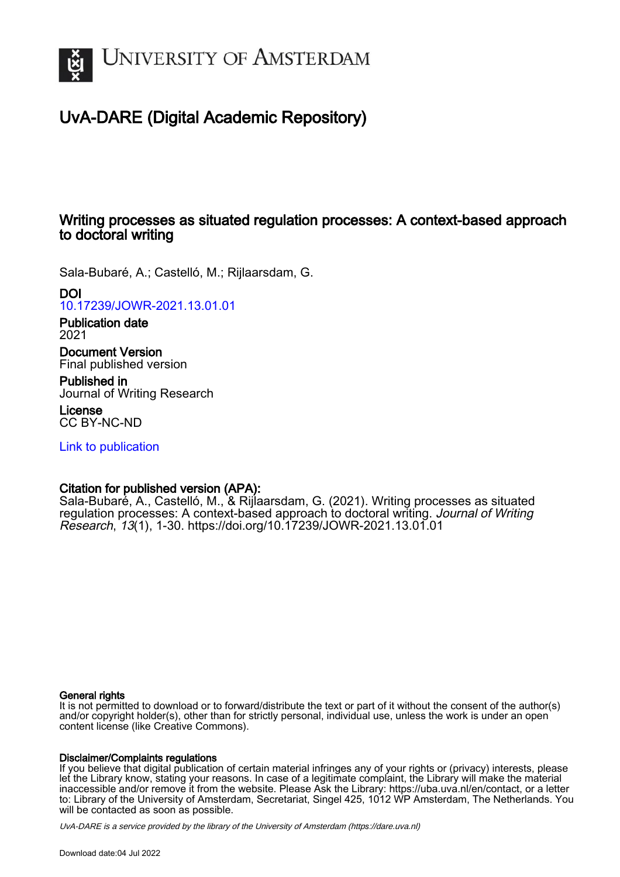# UvA-DARE (Digital Academic Repository)

## Writing processes as situated regulation processes: A context-based approach to doctoral writing

Sala-Bubaré, A.; Castelló, M.; Rijlaarsdam, G.

**DOI**
10.17239/JOWR-2021.13.01.01

**Publication date**
2021

**Document Version**
Final published version

**Published in**
Journal of Writing Research

**License**
CC BY-NC-ND

Link to publication

**Citation for published version (APA):**
Sala-Bubaré, A., Castelló, M., & Rijlaarsdam, G. (2021). Writing processes as situated regulation processes: A context-based approach to doctoral writing. *Journal of Writing Research*, *13*(1), 1-30. https://doi.org/10.17239/JOWR-2021.13.01.01

**General rights**
It is not permitted to download or to forward/distribute the text or part of it without the consent of the author(s) and/or copyright holder(s), other than for strictly personal, individual use, unless the work is under an open content license (like Creative Commons).

**Disclaimer/Complaints regulations**
If you believe that digital publication of certain material infringes any of your rights or (privacy) interests, please let the Library know, stating your reasons. In case of a legitimate complaint, the Library will make the material inaccessible and/or remove it from the website. Please Ask the Library: https://uba.uva.nl/en/contact, or a letter to: Library of the University of Amsterdam, Secretariat, Singel 425, 1012 WP Amsterdam, The Netherlands. You will be contacted as soon as possible.

*UvA-DARE is a service provided by the library of the University of Amsterdam (https://dare.uva.nl)*

Download date:04 Jul 2022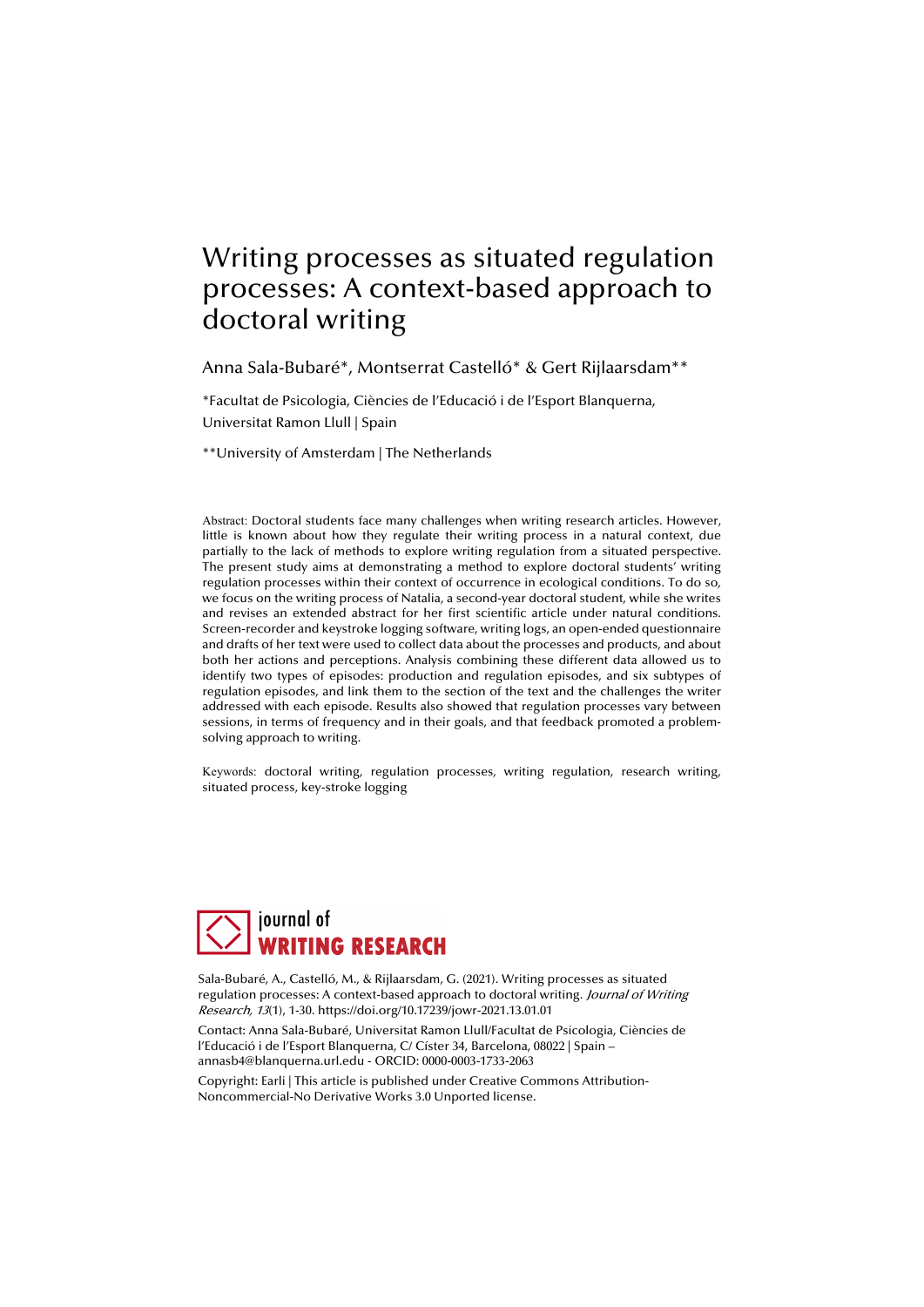# Writing processes as situated regulation processes: A context-based approach to doctoral writing

Anna Sala-Bubaré*, Montserrat Castelló* & Gert Rijlaarsdam**

*Facultat de Psicologia, Ciències de l'Educació i de l'Esport Blanquerna, Universitat Ramon Llull | Spain

**University of Amsterdam | The Netherlands

Abstract: Doctoral students face many challenges when writing research articles. However, little is known about how they regulate their writing process in a natural context, due partially to the lack of methods to explore writing regulation from a situated perspective. The present study aims at demonstrating a method to explore doctoral students' writing regulation processes within their context of occurrence in ecological conditions. To do so, we focus on the writing process of Natalia, a second-year doctoral student, while she writes and revises an extended abstract for her first scientific article under natural conditions. Screen-recorder and keystroke logging software, writing logs, an open-ended questionnaire and drafts of her text were used to collect data about the processes and products, and about both her actions and perceptions. Analysis combining these different data allowed us to identify two types of episodes: production and regulation episodes, and six subtypes of regulation episodes, and link them to the section of the text and the challenges the writer addressed with each episode. Results also showed that regulation processes vary between sessions, in terms of frequency and in their goals, and that feedback promoted a problem-solving approach to writing.

Keywords: doctoral writing, regulation processes, writing regulation, research writing, situated process, key-stroke logging

journal of **WRITING RESEARCH**

Sala-Bubaré, A., Castelló, M., & Rijlaarsdam, G. (2021). Writing processes as situated regulation processes: A context-based approach to doctoral writing. *Journal of Writing Research, 13*(1), 1-30. https://doi.org/10.17239/jowr-2021.13.01.01

Contact: Anna Sala-Bubaré, Universitat Ramon Llull/Facultat de Psicologia, Ciències de l'Educació i de l'Esport Blanquerna, C/ Císter 34, Barcelona, 08022 | Spain – annasb4@blanquerna.url.edu - ORCID: 0000-0003-1733-2063

Copyright: Earli | This article is published under Creative Commons Attribution-Noncommercial-No Derivative Works 3.0 Unported license.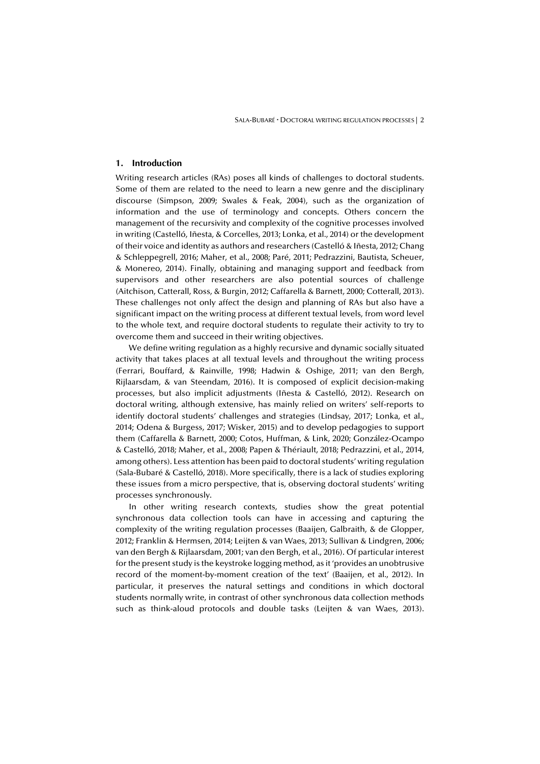## 1. Introduction

Writing research articles (RAs) poses all kinds of challenges to doctoral students. Some of them are related to the need to learn a new genre and the disciplinary discourse (Simpson, 2009; Swales & Feak, 2004), such as the organization of information and the use of terminology and concepts. Others concern the management of the recursivity and complexity of the cognitive processes involved in writing (Castelló, Iñesta, & Corcelles, 2013; Lonka, et al., 2014) or the development of their voice and identity as authors and researchers (Castelló & Iñesta, 2012; Chang & Schleppegrell, 2016; Maher, et al., 2008; Paré, 2011; Pedrazzini, Bautista, Scheuer, & Monereo, 2014). Finally, obtaining and managing support and feedback from supervisors and other researchers are also potential sources of challenge (Aitchison, Catterall, Ross, & Burgin, 2012; Caffarella & Barnett, 2000; Cotterall, 2013). These challenges not only affect the design and planning of RAs but also have a significant impact on the writing process at different textual levels, from word level to the whole text, and require doctoral students to regulate their activity to try to overcome them and succeed in their writing objectives.

We define writing regulation as a highly recursive and dynamic socially situated activity that takes places at all textual levels and throughout the writing process (Ferrari, Bouffard, & Rainville, 1998; Hadwin & Oshige, 2011; van den Bergh, Rijlaarsdam, & van Steendam, 2016). It is composed of explicit decision-making processes, but also implicit adjustments (Iñesta & Castelló, 2012). Research on doctoral writing, although extensive, has mainly relied on writers' self-reports to identify doctoral students' challenges and strategies (Lindsay, 2017; Lonka, et al., 2014; Odena & Burgess, 2017; Wisker, 2015) and to develop pedagogies to support them (Caffarella & Barnett, 2000; Cotos, Huffman, & Link, 2020; González-Ocampo & Castelló, 2018; Maher, et al., 2008; Papen & Thériault, 2018; Pedrazzini, et al., 2014, among others). Less attention has been paid to doctoral students' writing regulation (Sala-Bubaré & Castelló, 2018). More specifically, there is a lack of studies exploring these issues from a micro perspective, that is, observing doctoral students' writing processes synchronously.

In other writing research contexts, studies show the great potential synchronous data collection tools can have in accessing and capturing the complexity of the writing regulation processes (Baaijen, Galbraith, & de Glopper, 2012; Franklin & Hermsen, 2014; Leijten & van Waes, 2013; Sullivan & Lindgren, 2006; van den Bergh & Rijlaarsdam, 2001; van den Bergh, et al., 2016). Of particular interest for the present study is the keystroke logging method, as it 'provides an unobtrusive record of the moment-by-moment creation of the text' (Baaijen, et al., 2012). In particular, it preserves the natural settings and conditions in which doctoral students normally write, in contrast of other synchronous data collection methods such as think-aloud protocols and double tasks (Leijten & van Waes, 2013).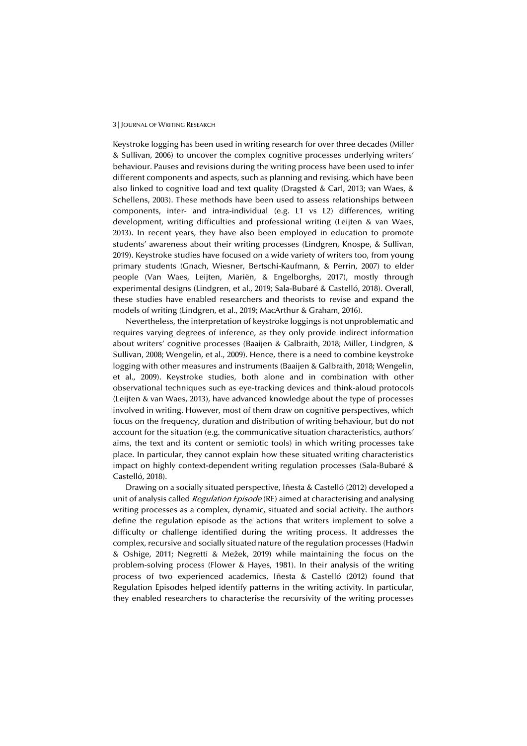Keystroke logging has been used in writing research for over three decades (Miller & Sullivan, 2006) to uncover the complex cognitive processes underlying writers' behaviour. Pauses and revisions during the writing process have been used to infer different components and aspects, such as planning and revising, which have been also linked to cognitive load and text quality (Dragsted & Carl, 2013; van Waes, & Schellens, 2003). These methods have been used to assess relationships between components, inter- and intra-individual (e.g. L1 vs L2) differences, writing development, writing difficulties and professional writing (Leijten & van Waes, 2013). In recent years, they have also been employed in education to promote students' awareness about their writing processes (Lindgren, Knospe, & Sullivan, 2019). Keystroke studies have focused on a wide variety of writers too, from young primary students (Gnach, Wiesner, Bertschi-Kaufmann, & Perrin, 2007) to elder people (Van Waes, Leijten, Mariën, & Engelborghs, 2017), mostly through experimental designs (Lindgren, et al., 2019; Sala-Bubaré & Castelló, 2018). Overall, these studies have enabled researchers and theorists to revise and expand the models of writing (Lindgren, et al., 2019; MacArthur & Graham, 2016).

Nevertheless, the interpretation of keystroke loggings is not unproblematic and requires varying degrees of inference, as they only provide indirect information about writers' cognitive processes (Baaijen & Galbraith, 2018; Miller, Lindgren, & Sullivan, 2008; Wengelin, et al., 2009). Hence, there is a need to combine keystroke logging with other measures and instruments (Baaijen & Galbraith, 2018; Wengelin, et al., 2009). Keystroke studies, both alone and in combination with other observational techniques such as eye-tracking devices and think-aloud protocols (Leijten & van Waes, 2013), have advanced knowledge about the type of processes involved in writing. However, most of them draw on cognitive perspectives, which focus on the frequency, duration and distribution of writing behaviour, but do not account for the situation (e.g. the communicative situation characteristics, authors' aims, the text and its content or semiotic tools) in which writing processes take place. In particular, they cannot explain how these situated writing characteristics impact on highly context-dependent writing regulation processes (Sala-Bubaré & Castelló, 2018).

Drawing on a socially situated perspective, Iñesta & Castelló (2012) developed a unit of analysis called *Regulation Episode* (RE) aimed at characterising and analysing writing processes as a complex, dynamic, situated and social activity. The authors define the regulation episode as the actions that writers implement to solve a difficulty or challenge identified during the writing process. It addresses the complex, recursive and socially situated nature of the regulation processes (Hadwin & Oshige, 2011; Negretti & Mežek, 2019) while maintaining the focus on the problem-solving process (Flower & Hayes, 1981). In their analysis of the writing process of two experienced academics, Iñesta & Castelló (2012) found that Regulation Episodes helped identify patterns in the writing activity. In particular, they enabled researchers to characterise the recursivity of the writing processes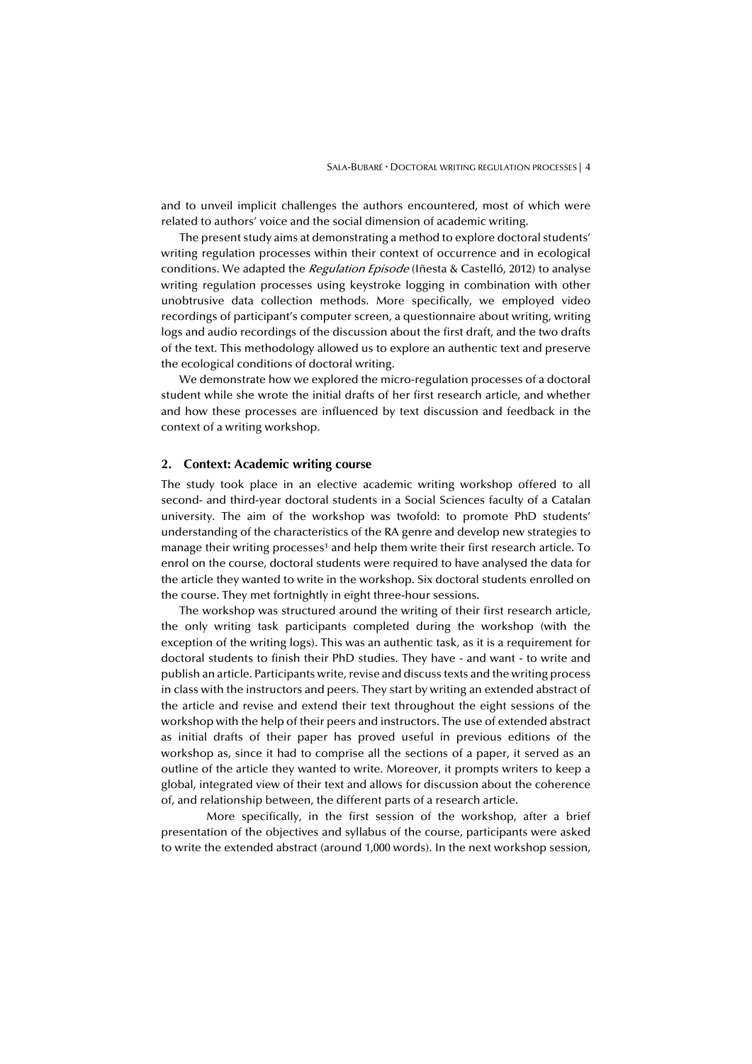and to unveil implicit challenges the authors encountered, most of which were related to authors' voice and the social dimension of academic writing.

The present study aims at demonstrating a method to explore doctoral students' writing regulation processes within their context of occurrence and in ecological conditions. We adapted the *Regulation Episode* (Iñesta & Castelló, 2012) to analyse writing regulation processes using keystroke logging in combination with other unobtrusive data collection methods. More specifically, we employed video recordings of participant's computer screen, a questionnaire about writing, writing logs and audio recordings of the discussion about the first draft, and the two drafts of the text. This methodology allowed us to explore an authentic text and preserve the ecological conditions of doctoral writing.

We demonstrate how we explored the micro-regulation processes of a doctoral student while she wrote the initial drafts of her first research article, and whether and how these processes are influenced by text discussion and feedback in the context of a writing workshop.

## 2. Context: Academic writing course

The study took place in an elective academic writing workshop offered to all second- and third-year doctoral students in a Social Sciences faculty of a Catalan university. The aim of the workshop was twofold: to promote PhD students' understanding of the characteristics of the RA genre and develop new strategies to manage their writing processes[1] and help them write their first research article. To enrol on the course, doctoral students were required to have analysed the data for the article they wanted to write in the workshop. Six doctoral students enrolled on the course. They met fortnightly in eight three-hour sessions.

The workshop was structured around the writing of their first research article, the only writing task participants completed during the workshop (with the exception of the writing logs). This was an authentic task, as it is a requirement for doctoral students to finish their PhD studies. They have - and want - to write and publish an article. Participants write, revise and discuss texts and the writing process in class with the instructors and peers. They start by writing an extended abstract of the article and revise and extend their text throughout the eight sessions of the workshop with the help of their peers and instructors. The use of extended abstract as initial drafts of their paper has proved useful in previous editions of the workshop as, since it had to comprise all the sections of a paper, it served as an outline of the article they wanted to write. Moreover, it prompts writers to keep a global, integrated view of their text and allows for discussion about the coherence of, and relationship between, the different parts of a research article.

More specifically, in the first session of the workshop, after a brief presentation of the objectives and syllabus of the course, participants were asked to write the extended abstract (around 1,000 words). In the next workshop session,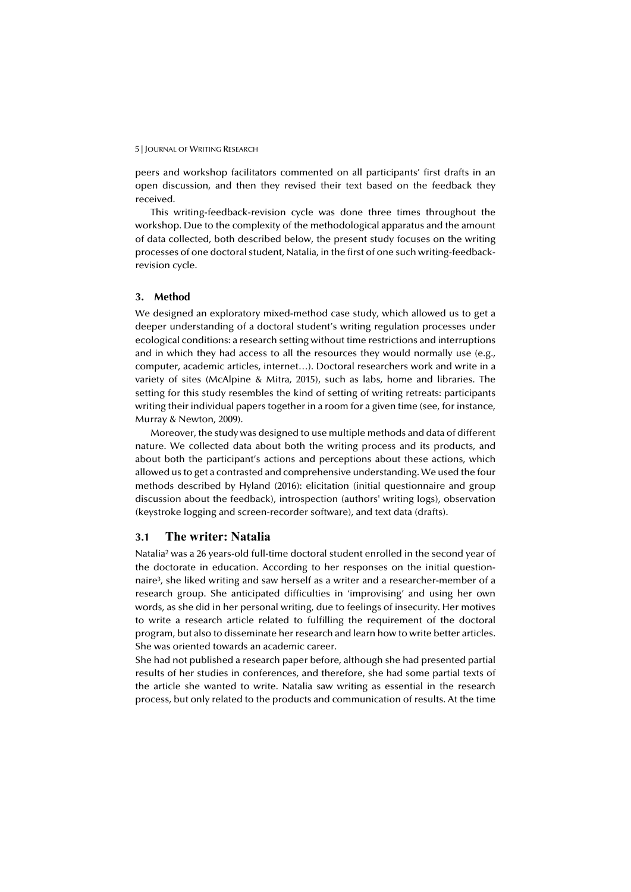peers and workshop facilitators commented on all participants' first drafts in an open discussion, and then they revised their text based on the feedback they received.

This writing-feedback-revision cycle was done three times throughout the workshop. Due to the complexity of the methodological apparatus and the amount of data collected, both described below, the present study focuses on the writing processes of one doctoral student, Natalia, in the first of one such writing-feedback-revision cycle.

## 3. Method

We designed an exploratory mixed-method case study, which allowed us to get a deeper understanding of a doctoral student's writing regulation processes under ecological conditions: a research setting without time restrictions and interruptions and in which they had access to all the resources they would normally use (e.g., computer, academic articles, internet…). Doctoral researchers work and write in a variety of sites (McAlpine & Mitra, 2015), such as labs, home and libraries. The setting for this study resembles the kind of setting of writing retreats: participants writing their individual papers together in a room for a given time (see, for instance, Murray & Newton, 2009).

Moreover, the study was designed to use multiple methods and data of different nature. We collected data about both the writing process and its products, and about both the participant's actions and perceptions about these actions, which allowed us to get a contrasted and comprehensive understanding. We used the four methods described by Hyland (2016): elicitation (initial questionnaire and group discussion about the feedback), introspection (authors' writing logs), observation (keystroke logging and screen-recorder software), and text data (drafts).

### 3.1 The writer: Natalia

Natalia[2] was a 26 years-old full-time doctoral student enrolled in the second year of the doctorate in education. According to her responses on the initial questionnaire[3], she liked writing and saw herself as a writer and a researcher-member of a research group. She anticipated difficulties in 'improvising' and using her own words, as she did in her personal writing, due to feelings of insecurity. Her motives to write a research article related to fulfilling the requirement of the doctoral program, but also to disseminate her research and learn how to write better articles. She was oriented towards an academic career.

She had not published a research paper before, although she had presented partial results of her studies in conferences, and therefore, she had some partial texts of the article she wanted to write. Natalia saw writing as essential in the research process, but only related to the products and communication of results. At the time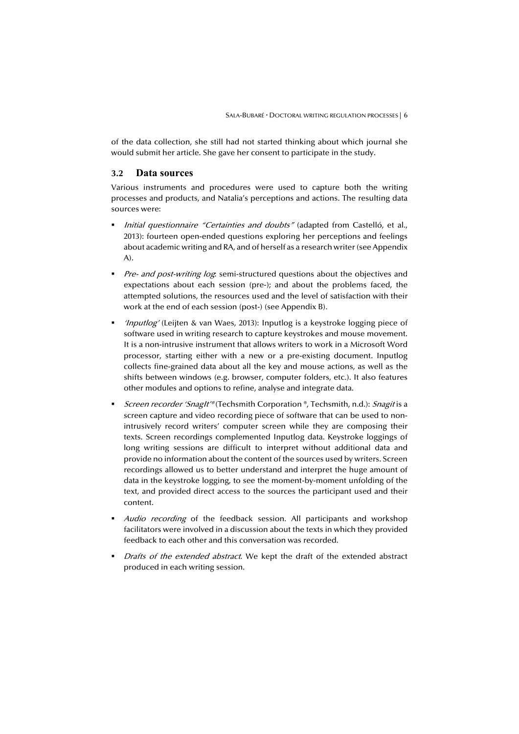of the data collection, she still had not started thinking about which journal she would submit her article. She gave her consent to participate in the study.

## 3.2 Data sources

Various instruments and procedures were used to capture both the writing processes and products, and Natalia's perceptions and actions. The resulting data sources were:

- *Initial questionnaire "Certainties and doubts"* (adapted from Castelló, et al., 2013): fourteen open-ended questions exploring her perceptions and feelings about academic writing and RA, and of herself as a research writer (see Appendix A).
- *Pre- and post-writing log*: semi-structured questions about the objectives and expectations about each session (pre-); and about the problems faced, the attempted solutions, the resources used and the level of satisfaction with their work at the end of each session (post-) (see Appendix B).
- *'Inputlog'* (Leijten & van Waes, 2013): Inputlog is a keystroke logging piece of software used in writing research to capture keystrokes and mouse movement. It is a non-intrusive instrument that allows writers to work in a Microsoft Word processor, starting either with a new or a pre-existing document. Inputlog collects fine-grained data about all the key and mouse actions, as well as the shifts between windows (e.g. browser, computer folders, etc.). It also features other modules and options to refine, analyse and integrate data.
- *Screen recorder 'SnagIt'®* (Techsmith Corporation ®, Techsmith, n.d.): *Snagit* is a screen capture and video recording piece of software that can be used to non-intrusively record writers' computer screen while they are composing their texts. Screen recordings complemented Inputlog data. Keystroke loggings of long writing sessions are difficult to interpret without additional data and provide no information about the content of the sources used by writers. Screen recordings allowed us to better understand and interpret the huge amount of data in the keystroke logging, to see the moment-by-moment unfolding of the text, and provided direct access to the sources the participant used and their content.
- *Audio recording* of the feedback session. All participants and workshop facilitators were involved in a discussion about the texts in which they provided feedback to each other and this conversation was recorded.
- *Drafts of the extended abstract*. We kept the draft of the extended abstract produced in each writing session.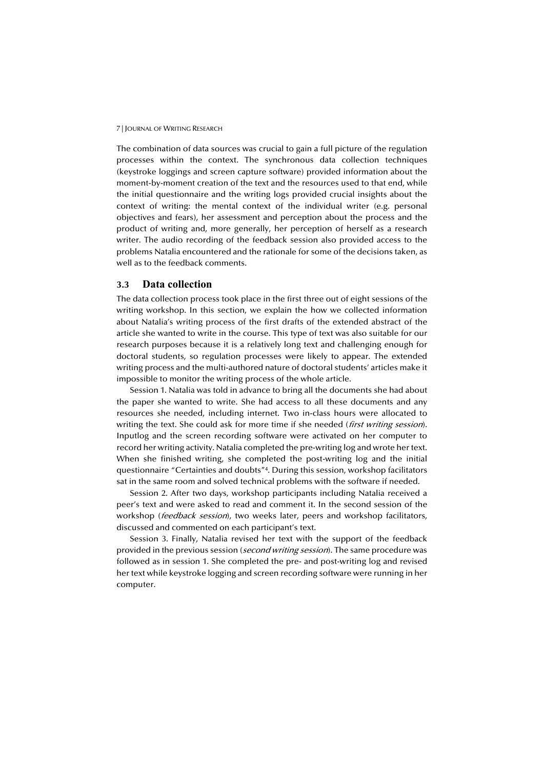The combination of data sources was crucial to gain a full picture of the regulation processes within the context. The synchronous data collection techniques (keystroke loggings and screen capture software) provided information about the moment-by-moment creation of the text and the resources used to that end, while the initial questionnaire and the writing logs provided crucial insights about the context of writing: the mental context of the individual writer (e.g. personal objectives and fears), her assessment and perception about the process and the product of writing and, more generally, her perception of herself as a research writer. The audio recording of the feedback session also provided access to the problems Natalia encountered and the rationale for some of the decisions taken, as well as to the feedback comments.

## 3.3 Data collection

The data collection process took place in the first three out of eight sessions of the writing workshop. In this section, we explain the how we collected information about Natalia's writing process of the first drafts of the extended abstract of the article she wanted to write in the course. This type of text was also suitable for our research purposes because it is a relatively long text and challenging enough for doctoral students, so regulation processes were likely to appear. The extended writing process and the multi-authored nature of doctoral students' articles make it impossible to monitor the writing process of the whole article.

Session 1. Natalia was told in advance to bring all the documents she had about the paper she wanted to write. She had access to all these documents and any resources she needed, including internet. Two in-class hours were allocated to writing the text. She could ask for more time if she needed (*first writing session*). Inputlog and the screen recording software were activated on her computer to record her writing activity. Natalia completed the pre-writing log and wrote her text. When she finished writing, she completed the post-writing log and the initial questionnaire "Certainties and doubts"[4]. During this session, workshop facilitators sat in the same room and solved technical problems with the software if needed.

Session 2. After two days, workshop participants including Natalia received a peer's text and were asked to read and comment it. In the second session of the workshop (*feedback session*), two weeks later, peers and workshop facilitators, discussed and commented on each participant's text.

Session 3. Finally, Natalia revised her text with the support of the feedback provided in the previous session (*second writing session*). The same procedure was followed as in session 1. She completed the pre- and post-writing log and revised her text while keystroke logging and screen recording software were running in her computer.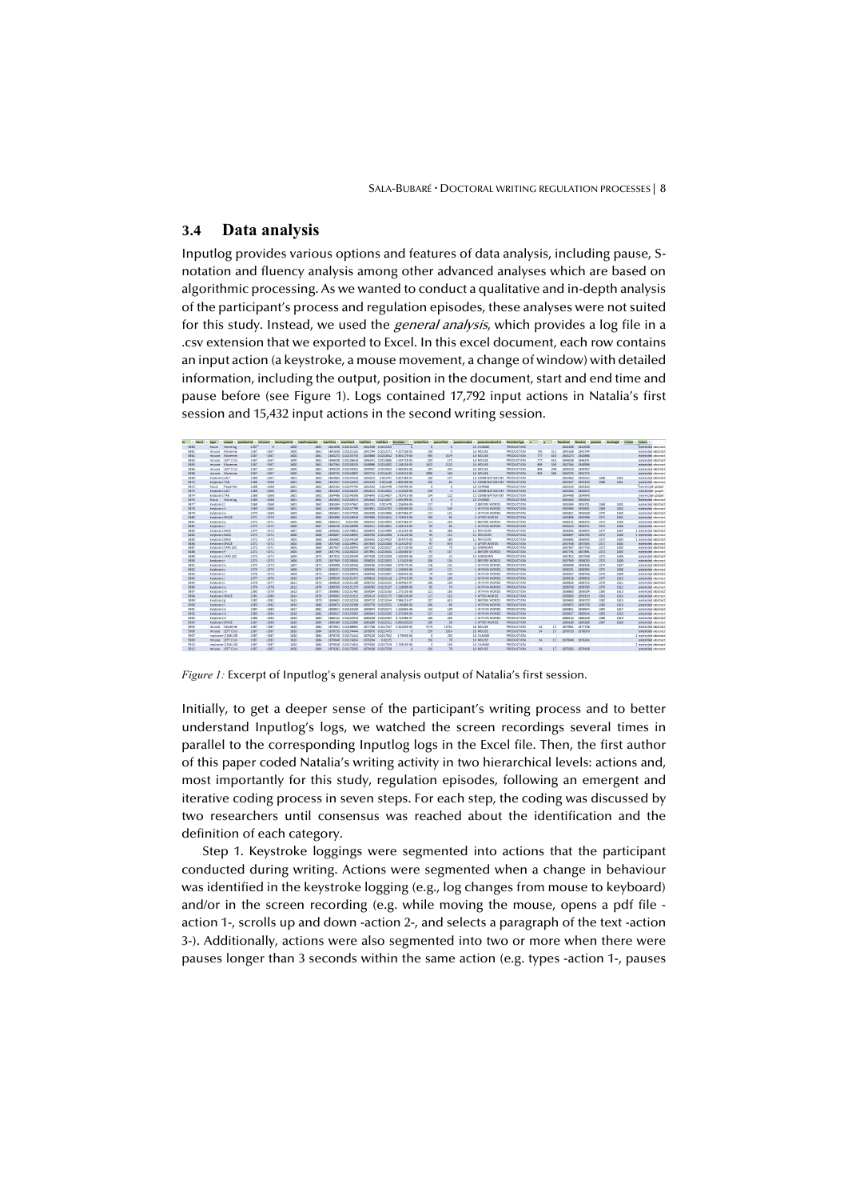### 3.4 Data analysis

Inputlog provides various options and features of data analysis, including pause, S-notation and fluency analysis among other advanced analyses which are based on algorithmic processing. As we wanted to conduct a qualitative and in-depth analysis of the participant's process and regulation episodes, these analyses were not suited for this study. Instead, we used the *general analysis*, which provides a log file in a .csv extension that we exported to Excel. In this excel document, each row contains an input action (a keystroke, a mouse movement, a change of window) with detailed information, including the output, position in the document, start and end time and pause before (see Figure 1). Logs contained 17,792 input actions in Natalia's first session and 15,432 input actions in the second writing session.

*Figure 1:* Excerpt of Inputlog's general analysis output of Natalia's first session.

Initially, to get a deeper sense of the participant's writing process and to better understand Inputlog's logs, we watched the screen recordings several times in parallel to the corresponding Inputlog logs in the Excel file. Then, the first author of this paper coded Natalia's writing activity in two hierarchical levels: actions and, most importantly for this study, regulation episodes, following an emergent and iterative coding process in seven steps. For each step, the coding was discussed by two researchers until consensus was reached about the identification and the definition of each category.

Step 1. Keystroke loggings were segmented into actions that the participant conducted during writing. Actions were segmented when a change in behaviour was identified in the keystroke logging (e.g., log changes from mouse to keyboard) and/or in the screen recording (e.g. while moving the mouse, opens a pdf file -action 1-, scrolls up and down -action 2-, and selects a paragraph of the text -action 3-). Additionally, actions were also segmented into two or more when there were pauses longer than 3 seconds within the same action (e.g. types -action 1-, pauses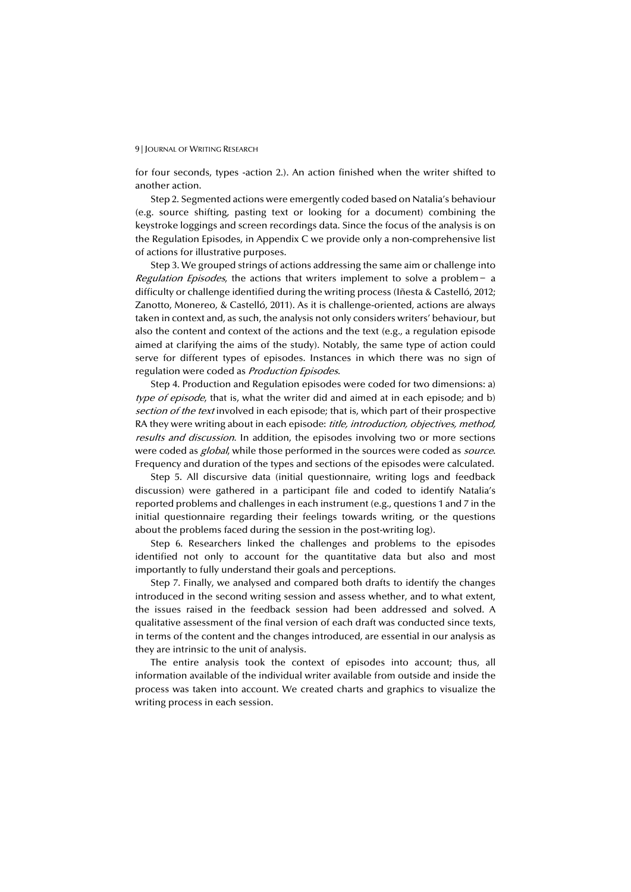for four seconds, types -action 2.). An action finished when the writer shifted to another action.

Step 2. Segmented actions were emergently coded based on Natalia's behaviour (e.g. source shifting, pasting text or looking for a document) combining the keystroke loggings and screen recordings data. Since the focus of the analysis is on the Regulation Episodes, in Appendix C we provide only a non-comprehensive list of actions for illustrative purposes.

Step 3. We grouped strings of actions addressing the same aim or challenge into *Regulation Episodes*, the actions that writers implement to solve a problem– a difficulty or challenge identified during the writing process (Iñesta & Castelló, 2012; Zanotto, Monereo, & Castelló, 2011). As it is challenge-oriented, actions are always taken in context and, as such, the analysis not only considers writers' behaviour, but also the content and context of the actions and the text (e.g., a regulation episode aimed at clarifying the aims of the study). Notably, the same type of action could serve for different types of episodes. Instances in which there was no sign of regulation were coded as *Production Episodes*.

Step 4. Production and Regulation episodes were coded for two dimensions: a) *type of episode*, that is, what the writer did and aimed at in each episode; and b) *section of the text* involved in each episode; that is, which part of their prospective RA they were writing about in each episode: *title, introduction, objectives, method, results and discussion*. In addition, the episodes involving two or more sections were coded as *global*, while those performed in the sources were coded as *source*. Frequency and duration of the types and sections of the episodes were calculated.

Step 5. All discursive data (initial questionnaire, writing logs and feedback discussion) were gathered in a participant file and coded to identify Natalia's reported problems and challenges in each instrument (e.g., questions 1 and 7 in the initial questionnaire regarding their feelings towards writing, or the questions about the problems faced during the session in the post-writing log).

Step 6. Researchers linked the challenges and problems to the episodes identified not only to account for the quantitative data but also and most importantly to fully understand their goals and perceptions.

Step 7. Finally, we analysed and compared both drafts to identify the changes introduced in the second writing session and assess whether, and to what extent, the issues raised in the feedback session had been addressed and solved. A qualitative assessment of the final version of each draft was conducted since texts, in terms of the content and the changes introduced, are essential in our analysis as they are intrinsic to the unit of analysis.

The entire analysis took the context of episodes into account; thus, all information available of the individual writer available from outside and inside the process was taken into account. We created charts and graphics to visualize the writing process in each session.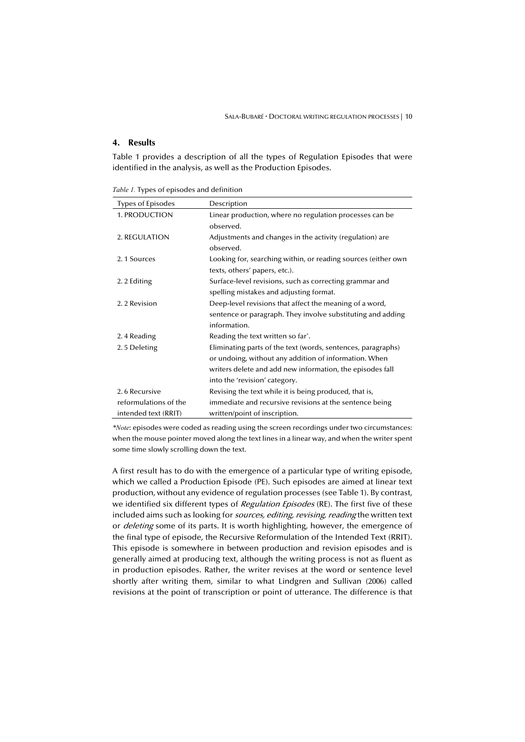## 4. Results

Table 1 provides a description of all the types of Regulation Episodes that were identified in the analysis, as well as the Production Episodes.

*Table 1.* Types of episodes and definition

| Types of Episodes | Description |
|---|---|
| 1. PRODUCTION | Linear production, where no regulation processes can be observed. |
| 2. REGULATION | Adjustments and changes in the activity (regulation) are observed. |
| 2. 1 Sources | Looking for, searching within, or reading sources (either own texts, others' papers, etc.). |
| 2. 2 Editing | Surface-level revisions, such as correcting grammar and spelling mistakes and adjusting format. |
| 2. 2 Revision | Deep-level revisions that affect the meaning of a word, sentence or paragraph. They involve substituting and adding information. |
| 2. 4 Reading | Reading the text written so far*. |
| 2. 5 Deleting | Eliminating parts of the text (words, sentences, paragraphs) or undoing, without any addition of information. When writers delete and add new information, the episodes fall into the 'revision' category. |
| 2. 6 Recursive reformulations of the intended text (RRIT) | Revising the text while it is being produced, that is, immediate and recursive revisions at the sentence being written/point of inscription. |

*\*Note*: episodes were coded as reading using the screen recordings under two circumstances: when the mouse pointer moved along the text lines in a linear way, and when the writer spent some time slowly scrolling down the text.

A first result has to do with the emergence of a particular type of writing episode, which we called a Production Episode (PE). Such episodes are aimed at linear text production, without any evidence of regulation processes (see Table 1). By contrast, we identified six different types of *Regulation Episodes* (RE). The first five of these included aims such as looking for *sources, editing, revising, reading* the written text or *deleting* some of its parts. It is worth highlighting, however, the emergence of the final type of episode, the Recursive Reformulation of the Intended Text (RRIT). This episode is somewhere in between production and revision episodes and is generally aimed at producing text, although the writing process is not as fluent as in production episodes. Rather, the writer revises at the word or sentence level shortly after writing them, similar to what Lindgren and Sullivan (2006) called revisions at the point of transcription or point of utterance. The difference is that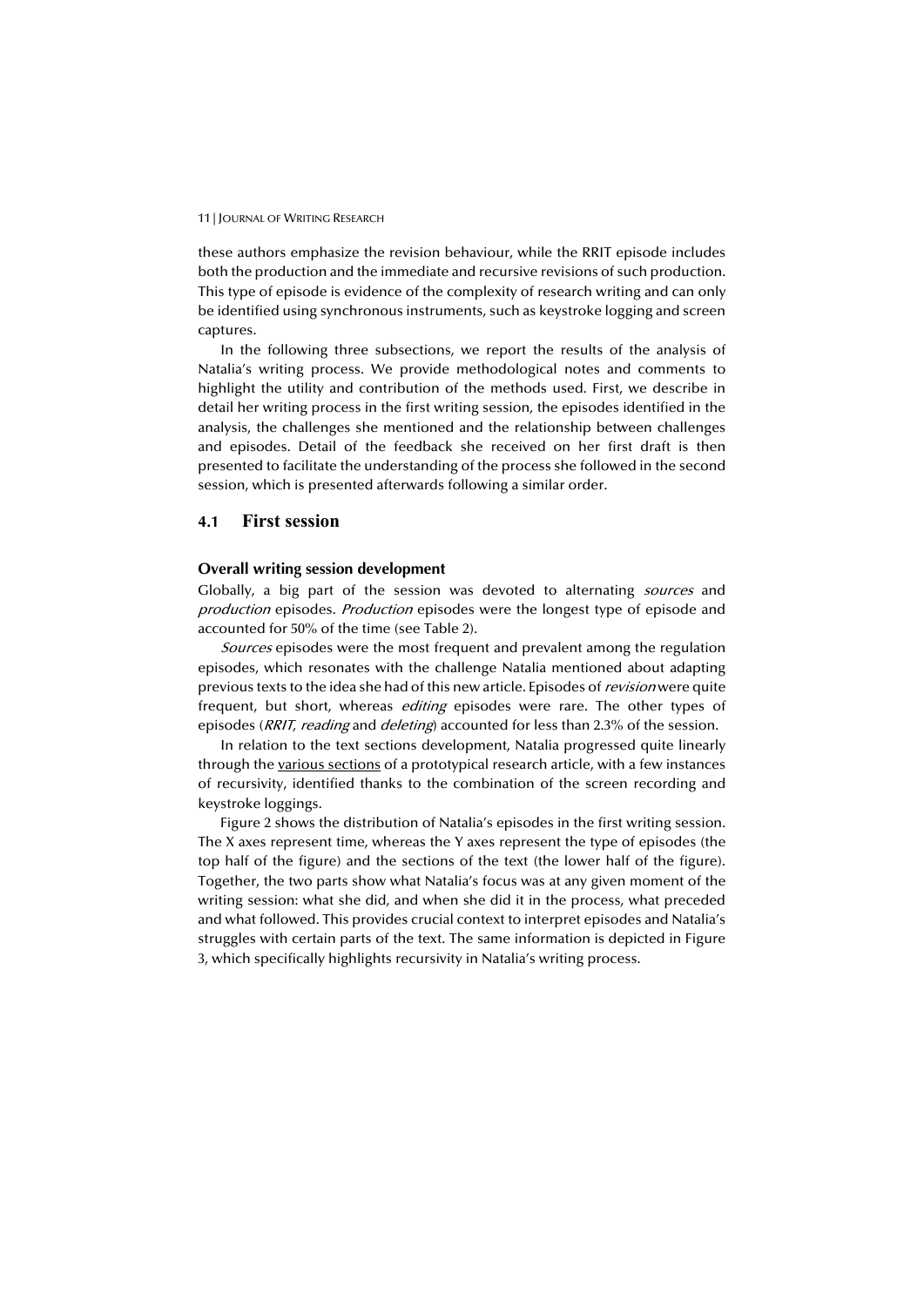these authors emphasize the revision behaviour, while the RRIT episode includes both the production and the immediate and recursive revisions of such production. This type of episode is evidence of the complexity of research writing and can only be identified using synchronous instruments, such as keystroke logging and screen captures.

In the following three subsections, we report the results of the analysis of Natalia's writing process. We provide methodological notes and comments to highlight the utility and contribution of the methods used. First, we describe in detail her writing process in the first writing session, the episodes identified in the analysis, the challenges she mentioned and the relationship between challenges and episodes. Detail of the feedback she received on her first draft is then presented to facilitate the understanding of the process she followed in the second session, which is presented afterwards following a similar order.

## 4.1 First session

### Overall writing session development

Globally, a big part of the session was devoted to alternating *sources* and *production* episodes. *Production* episodes were the longest type of episode and accounted for 50% of the time (see Table 2).

*Sources* episodes were the most frequent and prevalent among the regulation episodes, which resonates with the challenge Natalia mentioned about adapting previous texts to the idea she had of this new article. Episodes of *revision* were quite frequent, but short, whereas *editing* episodes were rare. The other types of episodes (*RRIT*, *reading* and *deleting*) accounted for less than 2.3% of the session.

In relation to the text sections development, Natalia progressed quite linearly through the various sections of a prototypical research article, with a few instances of recursivity, identified thanks to the combination of the screen recording and keystroke loggings.

Figure 2 shows the distribution of Natalia's episodes in the first writing session. The X axes represent time, whereas the Y axes represent the type of episodes (the top half of the figure) and the sections of the text (the lower half of the figure). Together, the two parts show what Natalia's focus was at any given moment of the writing session: what she did, and when she did it in the process, what preceded and what followed. This provides crucial context to interpret episodes and Natalia's struggles with certain parts of the text. The same information is depicted in Figure 3, which specifically highlights recursivity in Natalia's writing process.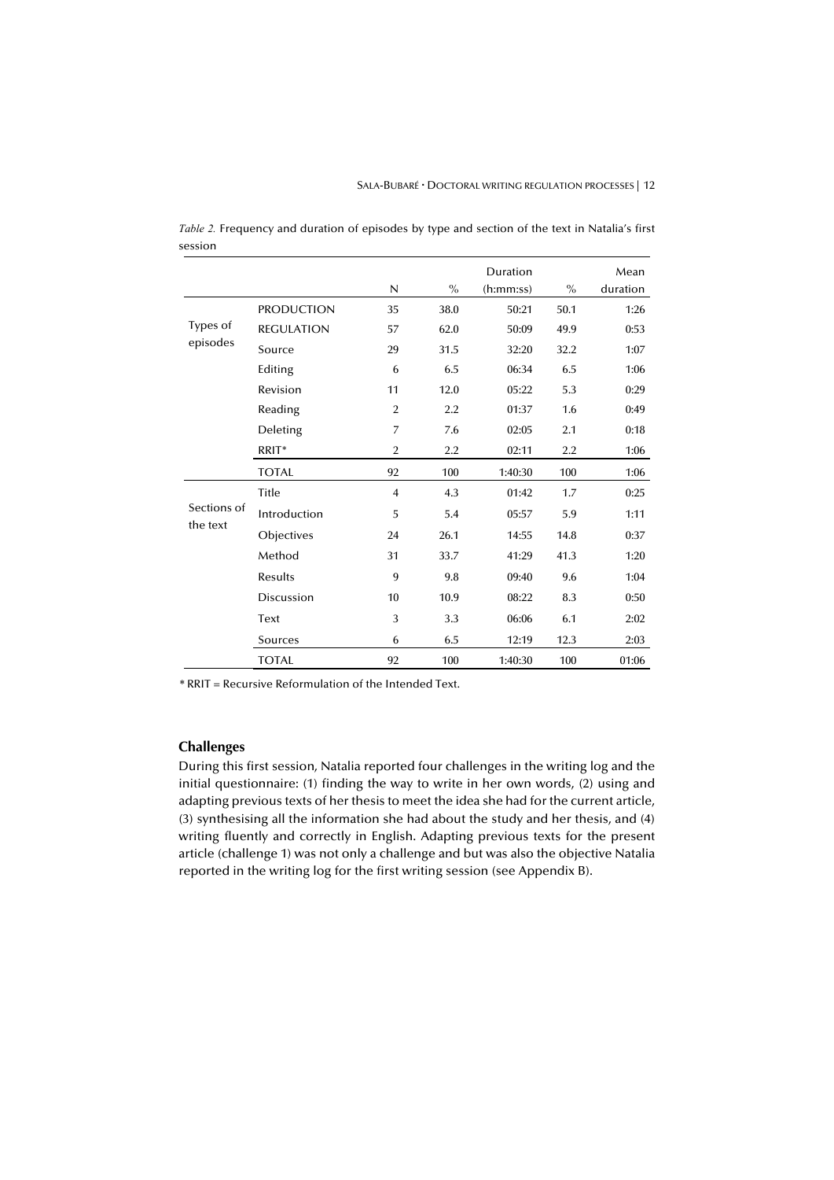*Table 2.* Frequency and duration of episodes by type and section of the text in Natalia's first session

| | | N | % | Duration (h:mm:ss) | % | Mean duration |
|---|---|---|---|---|---|---|
| Types of episodes | PRODUCTION | 35 | 38.0 | 50:21 | 50.1 | 1:26 |
| | REGULATION | 57 | 62.0 | 50:09 | 49.9 | 0:53 |
| | Source | 29 | 31.5 | 32:20 | 32.2 | 1:07 |
| | Editing | 6 | 6.5 | 06:34 | 6.5 | 1:06 |
| | Revision | 11 | 12.0 | 05:22 | 5.3 | 0:29 |
| | Reading | 2 | 2.2 | 01:37 | 1.6 | 0:49 |
| | Deleting | 7 | 7.6 | 02:05 | 2.1 | 0:18 |
| | RRIT* | 2 | 2.2 | 02:11 | 2.2 | 1:06 |
| | TOTAL | 92 | 100 | 1:40:30 | 100 | 1:06 |
| Sections of the text | Title | 4 | 4.3 | 01:42 | 1.7 | 0:25 |
| | Introduction | 5 | 5.4 | 05:57 | 5.9 | 1:11 |
| | Objectives | 24 | 26.1 | 14:55 | 14.8 | 0:37 |
| | Method | 31 | 33.7 | 41:29 | 41.3 | 1:20 |
| | Results | 9 | 9.8 | 09:40 | 9.6 | 1:04 |
| | Discussion | 10 | 10.9 | 08:22 | 8.3 | 0:50 |
| | Text | 3 | 3.3 | 06:06 | 6.1 | 2:02 |
| | Sources | 6 | 6.5 | 12:19 | 12.3 | 2:03 |
| | TOTAL | 92 | 100 | 1:40:30 | 100 | 01:06 |

\* RRIT = Recursive Reformulation of the Intended Text.

## Challenges

During this first session, Natalia reported four challenges in the writing log and the initial questionnaire: (1) finding the way to write in her own words, (2) using and adapting previous texts of her thesis to meet the idea she had for the current article, (3) synthesising all the information she had about the study and her thesis, and (4) writing fluently and correctly in English. Adapting previous texts for the present article (challenge 1) was not only a challenge and but was also the objective Natalia reported in the writing log for the first writing session (see Appendix B).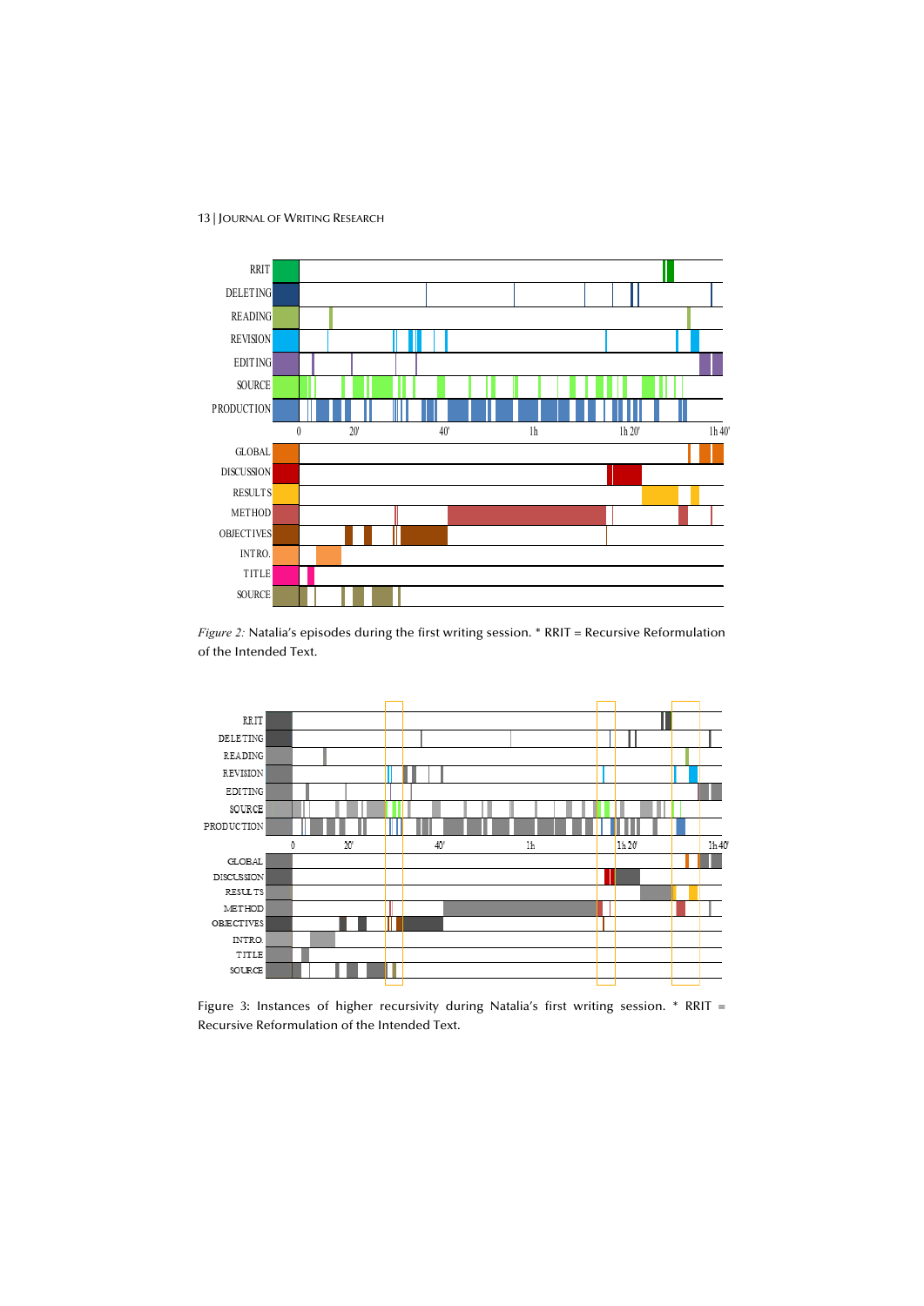*Figure 2:* Natalia's episodes during the first writing session. * RRIT = Recursive Reformulation of the Intended Text.

Figure 3: Instances of higher recursivity during Natalia's first writing session. * RRIT = Recursive Reformulation of the Intended Text.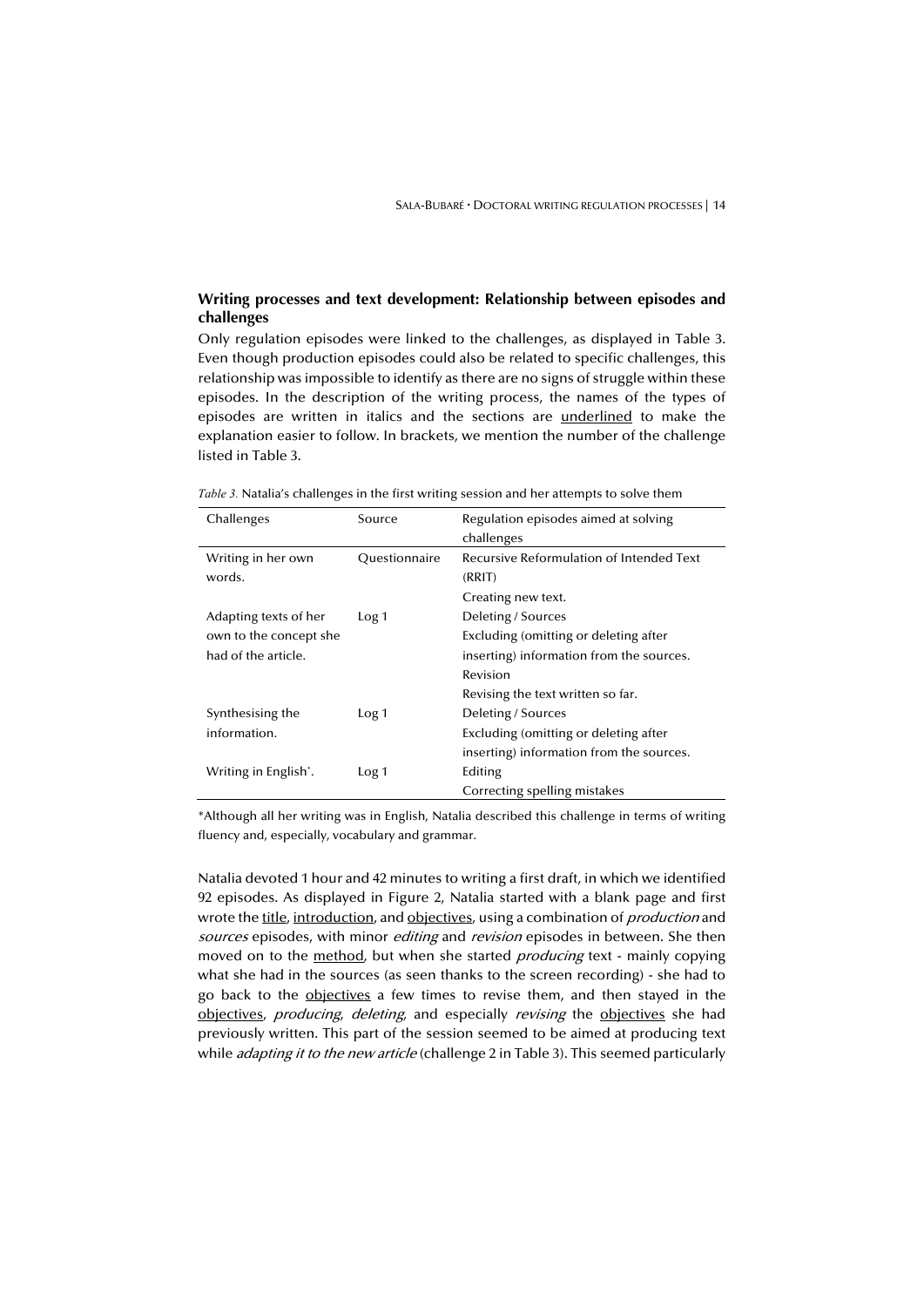### Writing processes and text development: Relationship between episodes and challenges

Only regulation episodes were linked to the challenges, as displayed in Table 3. Even though production episodes could also be related to specific challenges, this relationship was impossible to identify as there are no signs of struggle within these episodes. In the description of the writing process, the names of the types of episodes are written in italics and the sections are <u>underlined</u> to make the explanation easier to follow. In brackets, we mention the number of the challenge listed in Table 3.

*Table 3.* Natalia's challenges in the first writing session and her attempts to solve them

| Challenges | Source | Regulation episodes aimed at solving challenges |
|---|---|---|
| Writing in her own words. | Questionnaire | Recursive Reformulation of Intended Text (RRIT)<br>Creating new text. |
| Adapting texts of her own to the concept she had of the article. | Log 1 | Deleting / Sources<br>Excluding (omitting or deleting after inserting) information from the sources.<br>Revision<br>Revising the text written so far. |
| Synthesising the information. | Log 1 | Deleting / Sources<br>Excluding (omitting or deleting after inserting) information from the sources. |
| Writing in English*. | Log 1 | Editing<br>Correcting spelling mistakes |

*Although all her writing was in English, Natalia described this challenge in terms of writing fluency and, especially, vocabulary and grammar.

Natalia devoted 1 hour and 42 minutes to writing a first draft, in which we identified 92 episodes. As displayed in Figure 2, Natalia started with a blank page and first wrote the <u>title</u>, <u>introduction</u>, and <u>objectives</u>, using a combination of *production* and *sources* episodes, with minor *editing* and *revision* episodes in between. She then moved on to the <u>method</u>, but when she started *producing* text - mainly copying what she had in the sources (as seen thanks to the screen recording) - she had to go back to the <u>objectives</u> a few times to revise them, and then stayed in the <u>objectives</u>, *producing*, *deleting*, and especially *revising* the <u>objectives</u> she had previously written. This part of the session seemed to be aimed at producing text while *adapting it to the new article* (challenge 2 in Table 3). This seemed particularly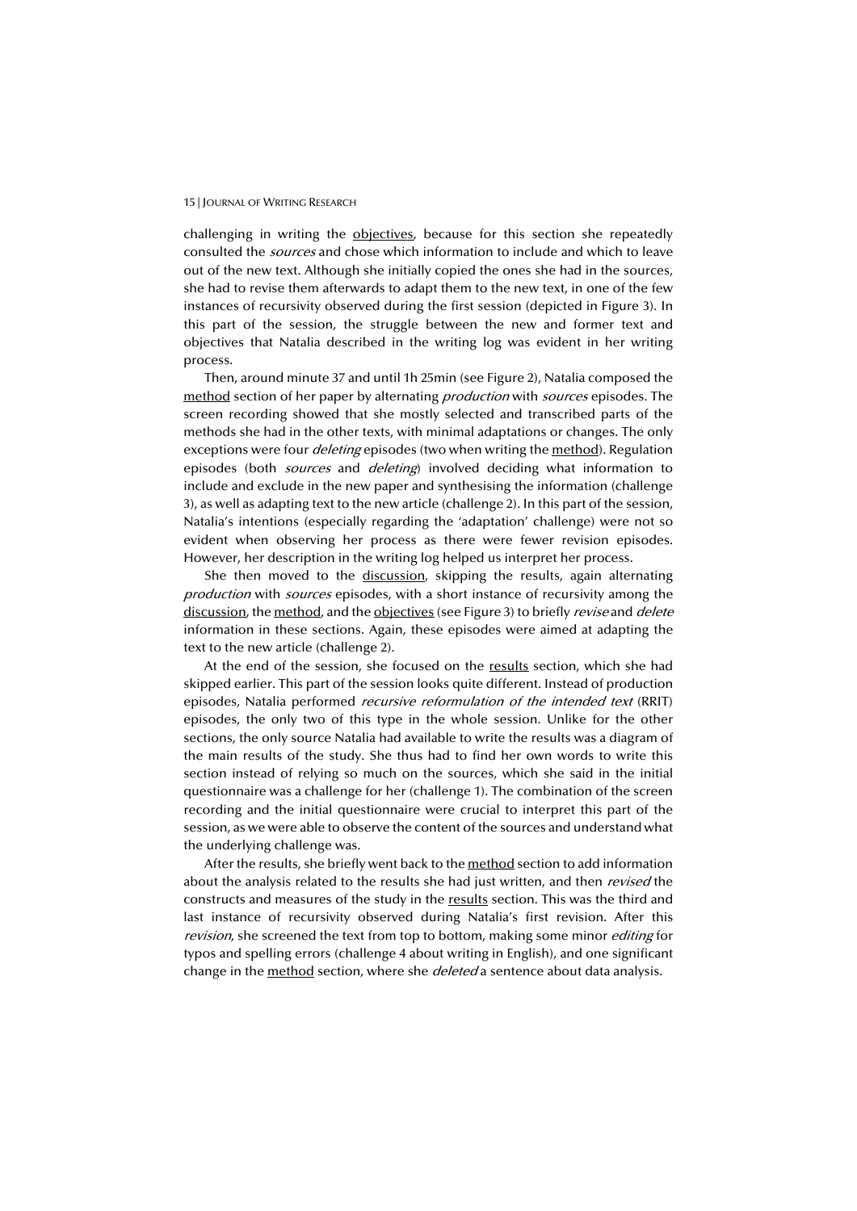challenging in writing the objectives, because for this section she repeatedly consulted the *sources* and chose which information to include and which to leave out of the new text. Although she initially copied the ones she had in the sources, she had to revise them afterwards to adapt them to the new text, in one of the few instances of recursivity observed during the first session (depicted in Figure 3). In this part of the session, the struggle between the new and former text and objectives that Natalia described in the writing log was evident in her writing process.

Then, around minute 37 and until 1h 25min (see Figure 2), Natalia composed the method section of her paper by alternating *production* with *sources* episodes. The screen recording showed that she mostly selected and transcribed parts of the methods she had in the other texts, with minimal adaptations or changes. The only exceptions were four *deleting* episodes (two when writing the method). Regulation episodes (both *sources* and *deleting*) involved deciding what information to include and exclude in the new paper and synthesising the information (challenge 3), as well as adapting text to the new article (challenge 2). In this part of the session, Natalia's intentions (especially regarding the 'adaptation' challenge) were not so evident when observing her process as there were fewer revision episodes. However, her description in the writing log helped us interpret her process.

She then moved to the discussion, skipping the results, again alternating *production* with *sources* episodes, with a short instance of recursivity among the discussion, the method, and the objectives (see Figure 3) to briefly *revise* and *delete* information in these sections. Again, these episodes were aimed at adapting the text to the new article (challenge 2).

At the end of the session, she focused on the results section, which she had skipped earlier. This part of the session looks quite different. Instead of production episodes, Natalia performed *recursive reformulation of the intended text* (RRIT) episodes, the only two of this type in the whole session. Unlike for the other sections, the only source Natalia had available to write the results was a diagram of the main results of the study. She thus had to find her own words to write this section instead of relying so much on the sources, which she said in the initial questionnaire was a challenge for her (challenge 1). The combination of the screen recording and the initial questionnaire were crucial to interpret this part of the session, as we were able to observe the content of the sources and understand what the underlying challenge was.

After the results, she briefly went back to the method section to add information about the analysis related to the results she had just written, and then *revised* the constructs and measures of the study in the results section. This was the third and last instance of recursivity observed during Natalia's first revision. After this *revision*, she screened the text from top to bottom, making some minor *editing* for typos and spelling errors (challenge 4 about writing in English), and one significant change in the method section, where she *deleted* a sentence about data analysis.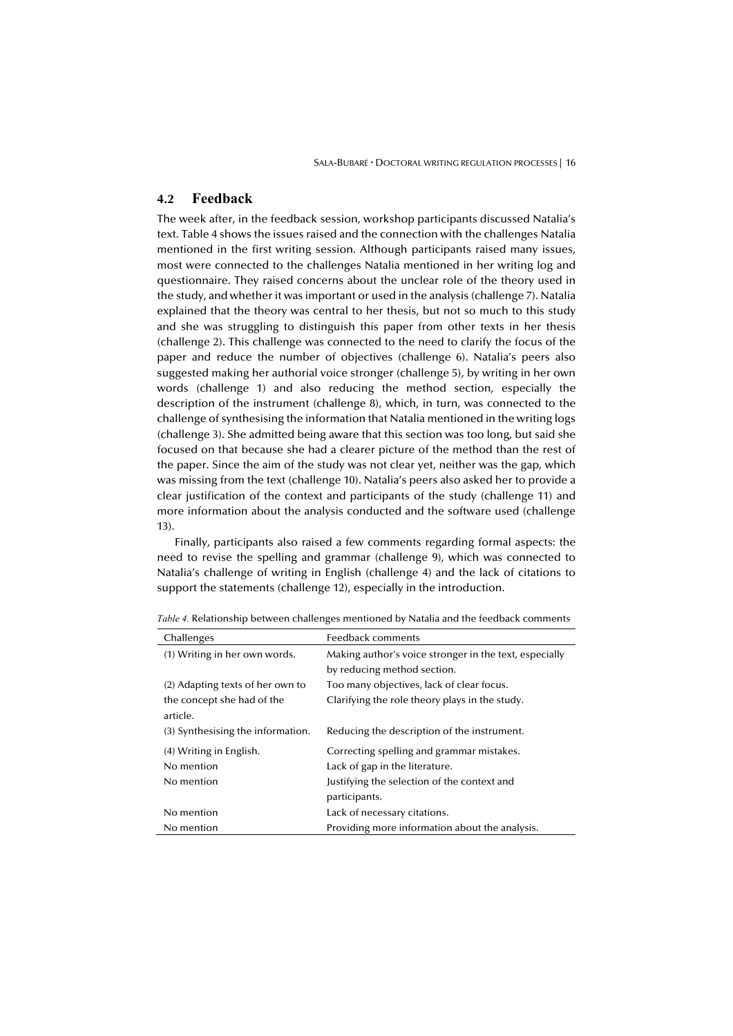## 4.2 Feedback

The week after, in the feedback session, workshop participants discussed Natalia's text. Table 4 shows the issues raised and the connection with the challenges Natalia mentioned in the first writing session. Although participants raised many issues, most were connected to the challenges Natalia mentioned in her writing log and questionnaire. They raised concerns about the unclear role of the theory used in the study, and whether it was important or used in the analysis (challenge 7). Natalia explained that the theory was central to her thesis, but not so much to this study and she was struggling to distinguish this paper from other texts in her thesis (challenge 2). This challenge was connected to the need to clarify the focus of the paper and reduce the number of objectives (challenge 6). Natalia's peers also suggested making her authorial voice stronger (challenge 5), by writing in her own words (challenge 1) and also reducing the method section, especially the description of the instrument (challenge 8), which, in turn, was connected to the challenge of synthesising the information that Natalia mentioned in the writing logs (challenge 3). She admitted being aware that this section was too long, but said she focused on that because she had a clearer picture of the method than the rest of the paper. Since the aim of the study was not clear yet, neither was the gap, which was missing from the text (challenge 10). Natalia's peers also asked her to provide a clear justification of the context and participants of the study (challenge 11) and more information about the analysis conducted and the software used (challenge 13).

Finally, participants also raised a few comments regarding formal aspects: the need to revise the spelling and grammar (challenge 9), which was connected to Natalia's challenge of writing in English (challenge 4) and the lack of citations to support the statements (challenge 12), especially in the introduction.

*Table 4.* Relationship between challenges mentioned by Natalia and the feedback comments

| Challenges | Feedback comments |
|---|---|
| (1) Writing in her own words. | Making author's voice stronger in the text, especially by reducing method section. |
| (2) Adapting texts of her own to the concept she had of the article. | Too many objectives, lack of clear focus. Clarifying the role theory plays in the study. |
| (3) Synthesising the information. | Reducing the description of the instrument. |
| (4) Writing in English. | Correcting spelling and grammar mistakes. |
| No mention | Lack of gap in the literature. |
| No mention | Justifying the selection of the context and participants. |
| No mention | Lack of necessary citations. |
| No mention | Providing more information about the analysis. |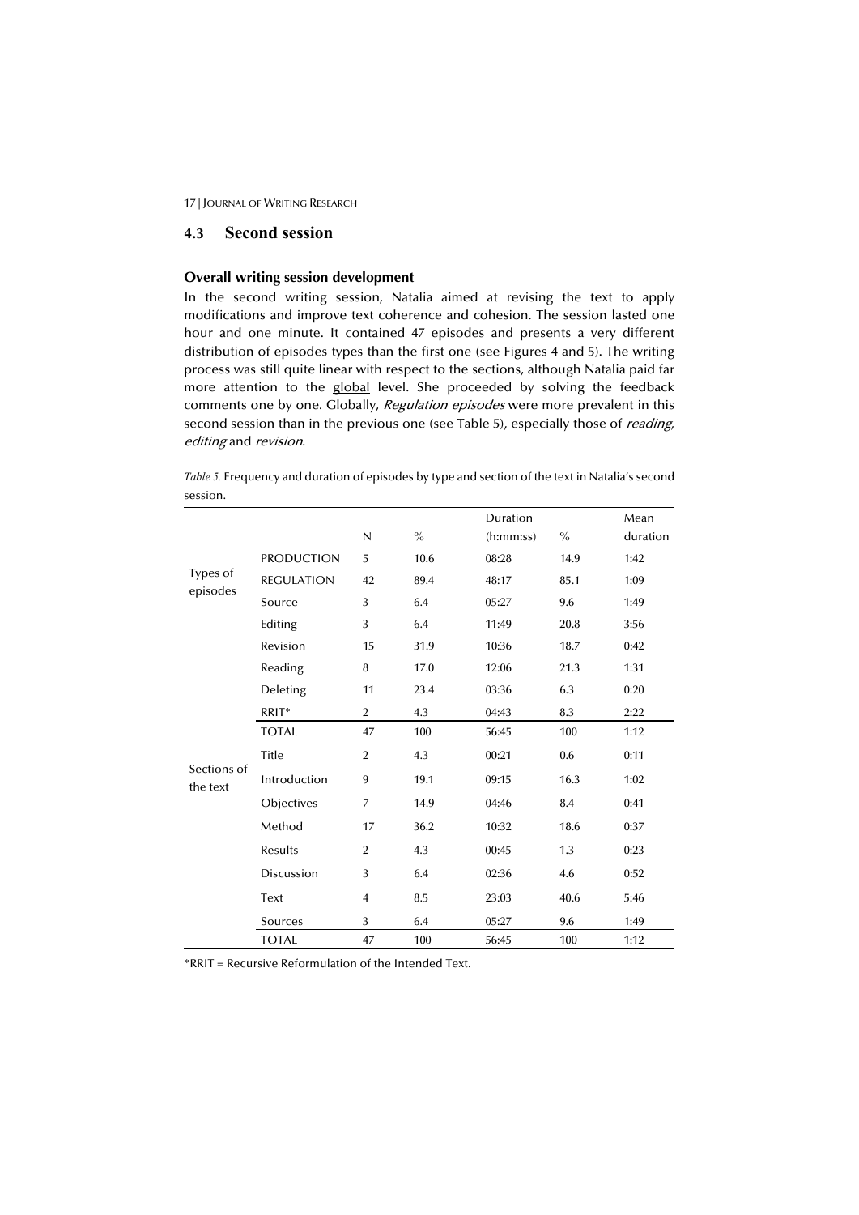## 4.3 Second session

### Overall writing session development

In the second writing session, Natalia aimed at revising the text to apply modifications and improve text coherence and cohesion. The session lasted one hour and one minute. It contained 47 episodes and presents a very different distribution of episodes types than the first one (see Figures 4 and 5). The writing process was still quite linear with respect to the sections, although Natalia paid far more attention to the global level. She proceeded by solving the feedback comments one by one. Globally, *Regulation episodes* were more prevalent in this second session than in the previous one (see Table 5), especially those of *reading*, *editing* and *revision*.

*Table 5.* Frequency and duration of episodes by type and section of the text in Natalia's second session.

| | | N | % | Duration (h:mm:ss) | % | Mean duration |
|---|---|---|---|---|---|---|
| Types of episodes | PRODUCTION | 5 | 10.6 | 08:28 | 14.9 | 1:42 |
| | REGULATION | 42 | 89.4 | 48:17 | 85.1 | 1:09 |
| | Source | 3 | 6.4 | 05:27 | 9.6 | 1:49 |
| | Editing | 3 | 6.4 | 11:49 | 20.8 | 3:56 |
| | Revision | 15 | 31.9 | 10:36 | 18.7 | 0:42 |
| | Reading | 8 | 17.0 | 12:06 | 21.3 | 1:31 |
| | Deleting | 11 | 23.4 | 03:36 | 6.3 | 0:20 |
| | RRIT* | 2 | 4.3 | 04:43 | 8.3 | 2:22 |
| | TOTAL | 47 | 100 | 56:45 | 100 | 1:12 |
| Sections of the text | Title | 2 | 4.3 | 00:21 | 0.6 | 0:11 |
| | Introduction | 9 | 19.1 | 09:15 | 16.3 | 1:02 |
| | Objectives | 7 | 14.9 | 04:46 | 8.4 | 0:41 |
| | Method | 17 | 36.2 | 10:32 | 18.6 | 0:37 |
| | Results | 2 | 4.3 | 00:45 | 1.3 | 0:23 |
| | Discussion | 3 | 6.4 | 02:36 | 4.6 | 0:52 |
| | Text | 4 | 8.5 | 23:03 | 40.6 | 5:46 |
| | Sources | 3 | 6.4 | 05:27 | 9.6 | 1:49 |
| | TOTAL | 47 | 100 | 56:45 | 100 | 1:12 |

*RRIT = Recursive Reformulation of the Intended Text.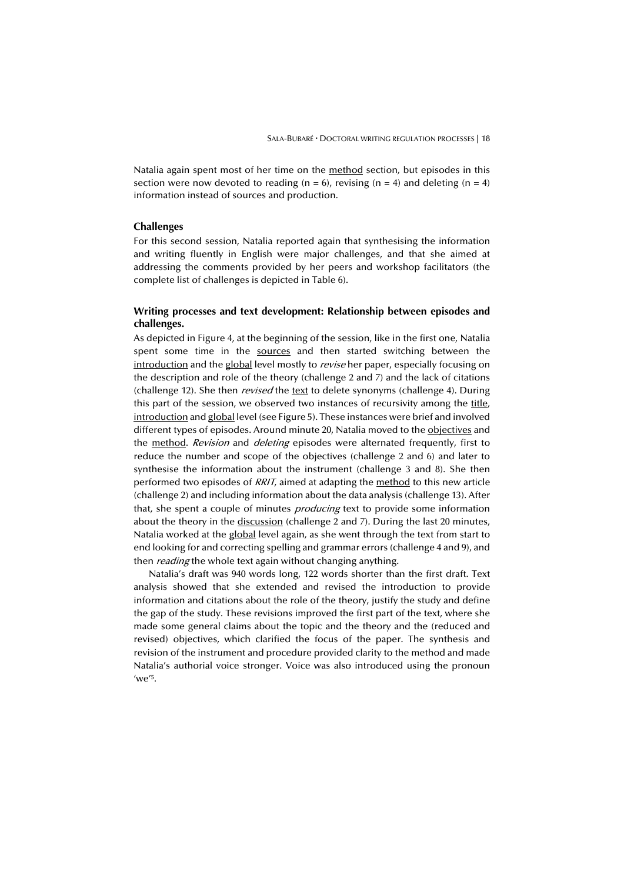Natalia again spent most of her time on the <u>method</u> section, but episodes in this section were now devoted to reading ($n = 6$), revising ($n = 4$) and deleting ($n = 4$) information instead of sources and production.

### Challenges

For this second session, Natalia reported again that synthesising the information and writing fluently in English were major challenges, and that she aimed at addressing the comments provided by her peers and workshop facilitators (the complete list of challenges is depicted in Table 6).

### Writing processes and text development: Relationship between episodes and challenges.

As depicted in Figure 4, at the beginning of the session, like in the first one, Natalia spent some time in the <u>sources</u> and then started switching between the <u>introduction</u> and the <u>global</u> level mostly to *revise* her paper, especially focusing on the description and role of the theory (challenge 2 and 7) and the lack of citations (challenge 12). She then *revised* the <u>text</u> to delete synonyms (challenge 4). During this part of the session, we observed two instances of recursivity among the <u>title</u>, <u>introduction</u> and <u>global</u> level (see Figure 5). These instances were brief and involved different types of episodes. Around minute 20, Natalia moved to the <u>objectives</u> and the <u>method</u>. *Revision* and *deleting* episodes were alternated frequently, first to reduce the number and scope of the objectives (challenge 2 and 6) and later to synthesise the information about the instrument (challenge 3 and 8). She then performed two episodes of *RRIT*, aimed at adapting the <u>method</u> to this new article (challenge 2) and including information about the data analysis (challenge 13). After that, she spent a couple of minutes *producing* text to provide some information about the theory in the <u>discussion</u> (challenge 2 and 7). During the last 20 minutes, Natalia worked at the <u>global</u> level again, as she went through the text from start to end looking for and correcting spelling and grammar errors (challenge 4 and 9), and then *reading* the whole text again without changing anything.

Natalia's draft was 940 words long, 122 words shorter than the first draft. Text analysis showed that she extended and revised the introduction to provide information and citations about the role of the theory, justify the study and define the gap of the study. These revisions improved the first part of the text, where she made some general claims about the topic and the theory and the (reduced and revised) objectives, which clarified the focus of the paper. The synthesis and revision of the instrument and procedure provided clarity to the method and made Natalia's authorial voice stronger. Voice was also introduced using the pronoun 'we'[5].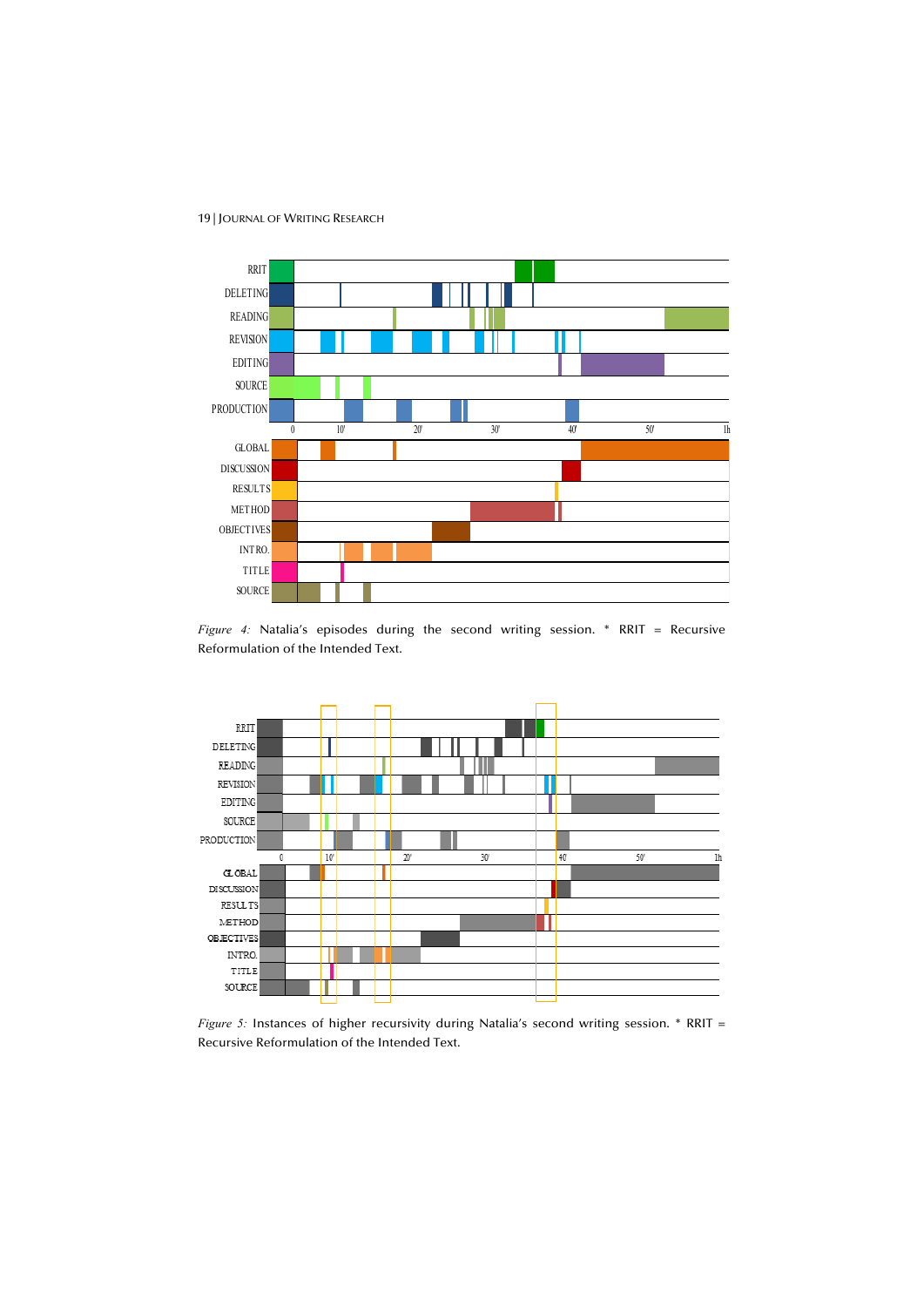*Figure 4:* Natalia's episodes during the second writing session. * RRIT = Recursive Reformulation of the Intended Text.

*Figure 5:* Instances of higher recursivity during Natalia's second writing session. * RRIT = Recursive Reformulation of the Intended Text.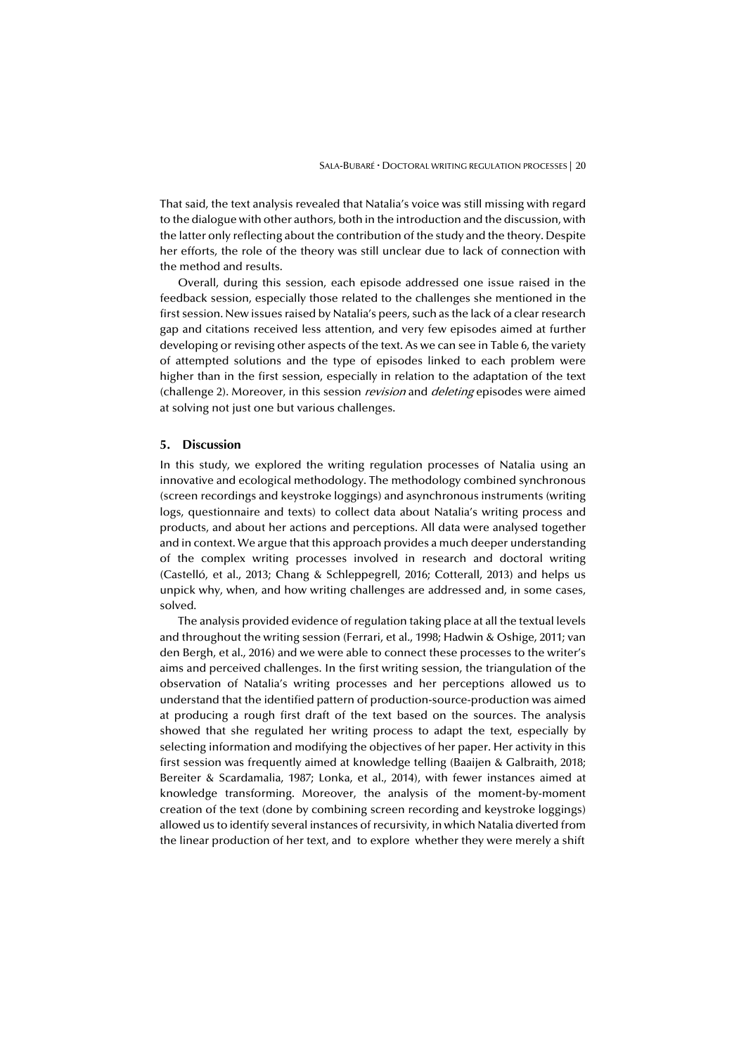That said, the text analysis revealed that Natalia's voice was still missing with regard to the dialogue with other authors, both in the introduction and the discussion, with the latter only reflecting about the contribution of the study and the theory. Despite her efforts, the role of the theory was still unclear due to lack of connection with the method and results.

Overall, during this session, each episode addressed one issue raised in the feedback session, especially those related to the challenges she mentioned in the first session. New issues raised by Natalia's peers, such as the lack of a clear research gap and citations received less attention, and very few episodes aimed at further developing or revising other aspects of the text. As we can see in Table 6, the variety of attempted solutions and the type of episodes linked to each problem were higher than in the first session, especially in relation to the adaptation of the text (challenge 2). Moreover, in this session *revision* and *deleting* episodes were aimed at solving not just one but various challenges.

## 5. Discussion

In this study, we explored the writing regulation processes of Natalia using an innovative and ecological methodology. The methodology combined synchronous (screen recordings and keystroke loggings) and asynchronous instruments (writing logs, questionnaire and texts) to collect data about Natalia's writing process and products, and about her actions and perceptions. All data were analysed together and in context. We argue that this approach provides a much deeper understanding of the complex writing processes involved in research and doctoral writing (Castelló, et al., 2013; Chang & Schleppegrell, 2016; Cotterall, 2013) and helps us unpick why, when, and how writing challenges are addressed and, in some cases, solved.

The analysis provided evidence of regulation taking place at all the textual levels and throughout the writing session (Ferrari, et al., 1998; Hadwin & Oshige, 2011; van den Bergh, et al., 2016) and we were able to connect these processes to the writer's aims and perceived challenges. In the first writing session, the triangulation of the observation of Natalia's writing processes and her perceptions allowed us to understand that the identified pattern of production-source-production was aimed at producing a rough first draft of the text based on the sources. The analysis showed that she regulated her writing process to adapt the text, especially by selecting information and modifying the objectives of her paper. Her activity in this first session was frequently aimed at knowledge telling (Baaijen & Galbraith, 2018; Bereiter & Scardamalia, 1987; Lonka, et al., 2014), with fewer instances aimed at knowledge transforming. Moreover, the analysis of the moment-by-moment creation of the text (done by combining screen recording and keystroke loggings) allowed us to identify several instances of recursivity, in which Natalia diverted from the linear production of her text, and to explore whether they were merely a shift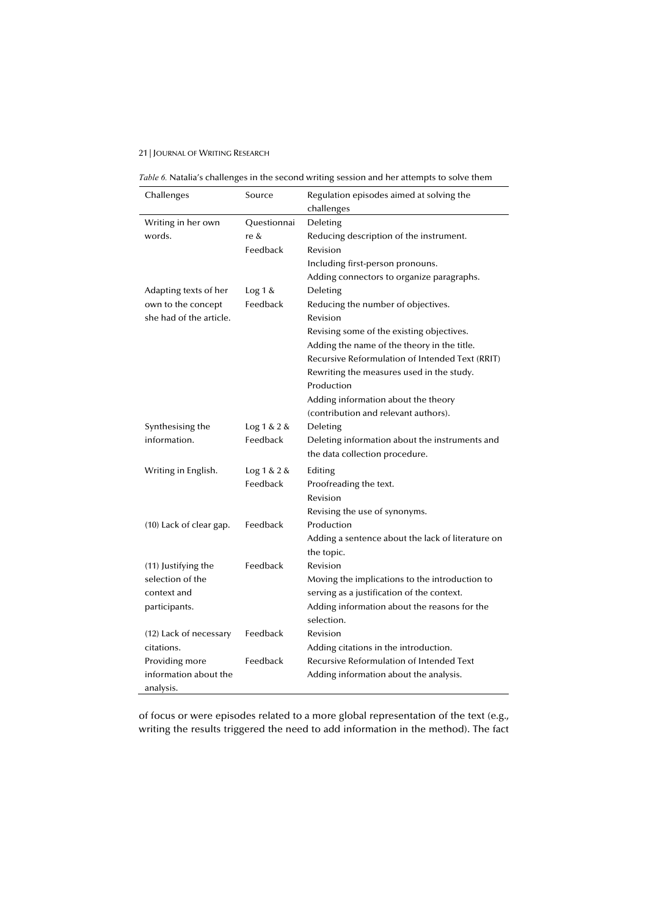*Table 6.* Natalia's challenges in the second writing session and her attempts to solve them

| Challenges | Source | Regulation episodes aimed at solving the challenges |
|---|---|---|
| Writing in her own words. | Questionnaire & Feedback | Deleting<br>Reducing description of the instrument.<br>Revision<br>Including first-person pronouns.<br>Adding connectors to organize paragraphs. |
| Adapting texts of her own to the concept she had of the article. | Log 1 & Feedback | Deleting<br>Reducing the number of objectives.<br>Revision<br>Revising some of the existing objectives.<br>Adding the name of the theory in the title.<br>Recursive Reformulation of Intended Text (RRIT)<br>Rewriting the measures used in the study.<br>Production<br>Adding information about the theory (contribution and relevant authors). |
| Synthesising the information. | Log 1 & 2 & Feedback | Deleting<br>Deleting information about the instruments and the data collection procedure. |
| Writing in English. | Log 1 & 2 & Feedback | Editing<br>Proofreading the text.<br>Revision<br>Revising the use of synonyms. |
| (10) Lack of clear gap. | Feedback | Production<br>Adding a sentence about the lack of literature on the topic. |
| (11) Justifying the selection of the context and participants. | Feedback | Revision<br>Moving the implications to the introduction to serving as a justification of the context.<br>Adding information about the reasons for the selection. |
| (12) Lack of necessary citations. | Feedback | Revision<br>Adding citations in the introduction. |
| Providing more information about the analysis. | Feedback | Recursive Reformulation of Intended Text<br>Adding information about the analysis. |

of focus or were episodes related to a more global representation of the text (e.g., writing the results triggered the need to add information in the method). The fact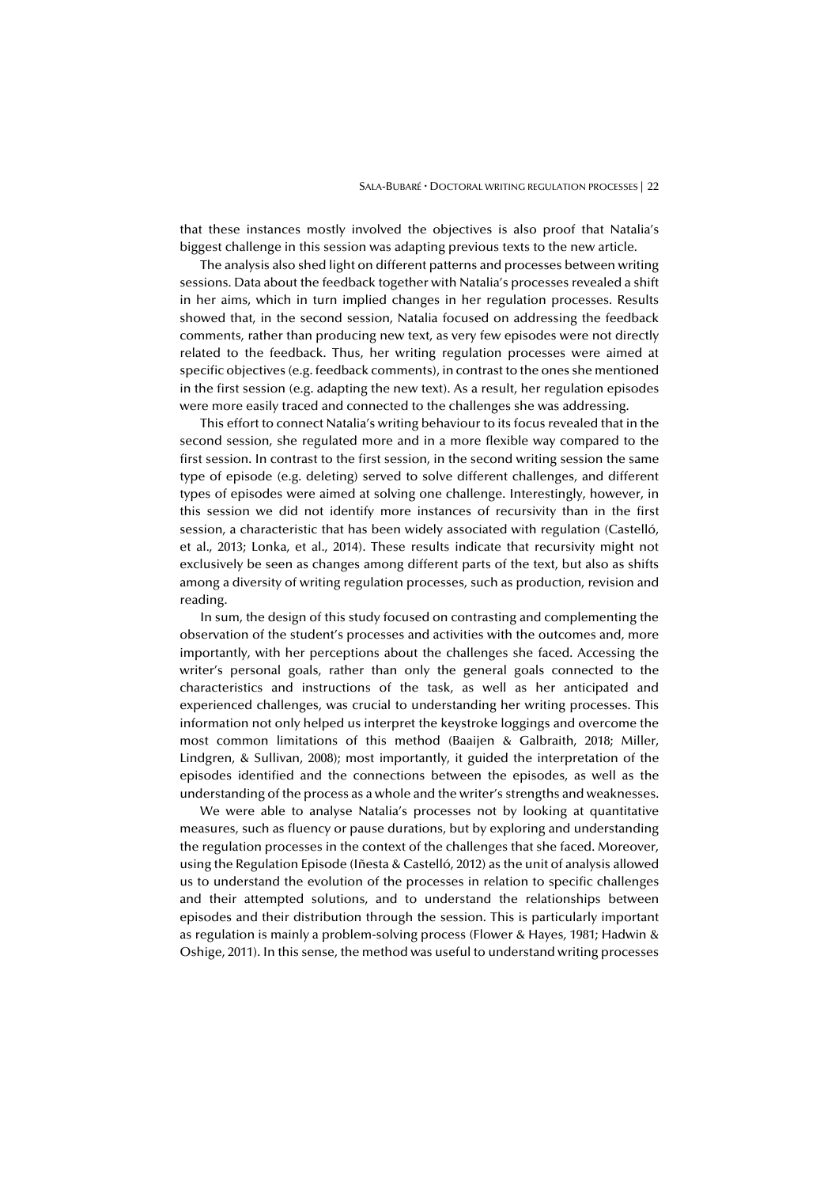that these instances mostly involved the objectives is also proof that Natalia's biggest challenge in this session was adapting previous texts to the new article.

The analysis also shed light on different patterns and processes between writing sessions. Data about the feedback together with Natalia's processes revealed a shift in her aims, which in turn implied changes in her regulation processes. Results showed that, in the second session, Natalia focused on addressing the feedback comments, rather than producing new text, as very few episodes were not directly related to the feedback. Thus, her writing regulation processes were aimed at specific objectives (e.g. feedback comments), in contrast to the ones she mentioned in the first session (e.g. adapting the new text). As a result, her regulation episodes were more easily traced and connected to the challenges she was addressing.

This effort to connect Natalia's writing behaviour to its focus revealed that in the second session, she regulated more and in a more flexible way compared to the first session. In contrast to the first session, in the second writing session the same type of episode (e.g. deleting) served to solve different challenges, and different types of episodes were aimed at solving one challenge. Interestingly, however, in this session we did not identify more instances of recursivity than in the first session, a characteristic that has been widely associated with regulation (Castelló, et al., 2013; Lonka, et al., 2014). These results indicate that recursivity might not exclusively be seen as changes among different parts of the text, but also as shifts among a diversity of writing regulation processes, such as production, revision and reading.

In sum, the design of this study focused on contrasting and complementing the observation of the student's processes and activities with the outcomes and, more importantly, with her perceptions about the challenges she faced. Accessing the writer's personal goals, rather than only the general goals connected to the characteristics and instructions of the task, as well as her anticipated and experienced challenges, was crucial to understanding her writing processes. This information not only helped us interpret the keystroke loggings and overcome the most common limitations of this method (Baaijen & Galbraith, 2018; Miller, Lindgren, & Sullivan, 2008); most importantly, it guided the interpretation of the episodes identified and the connections between the episodes, as well as the understanding of the process as a whole and the writer's strengths and weaknesses.

We were able to analyse Natalia's processes not by looking at quantitative measures, such as fluency or pause durations, but by exploring and understanding the regulation processes in the context of the challenges that she faced. Moreover, using the Regulation Episode (Iñesta & Castelló, 2012) as the unit of analysis allowed us to understand the evolution of the processes in relation to specific challenges and their attempted solutions, and to understand the relationships between episodes and their distribution through the session. This is particularly important as regulation is mainly a problem-solving process (Flower & Hayes, 1981; Hadwin & Oshige, 2011). In this sense, the method was useful to understand writing processes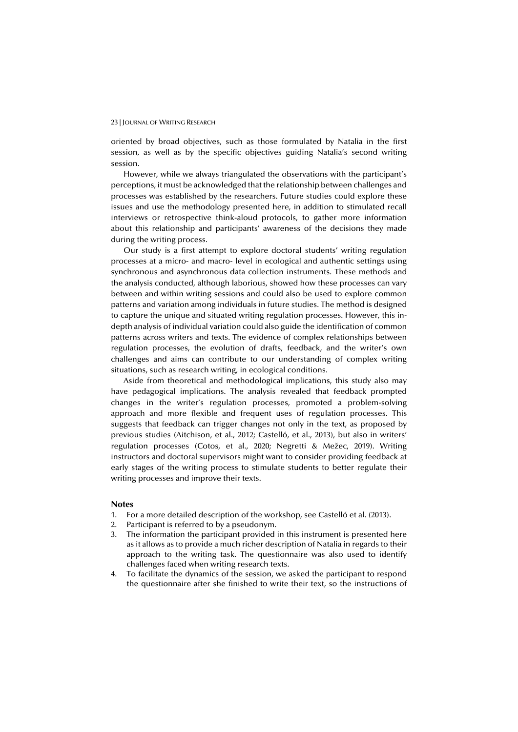oriented by broad objectives, such as those formulated by Natalia in the first session, as well as by the specific objectives guiding Natalia's second writing session.

However, while we always triangulated the observations with the participant's perceptions, it must be acknowledged that the relationship between challenges and processes was established by the researchers. Future studies could explore these issues and use the methodology presented here, in addition to stimulated recall interviews or retrospective think-aloud protocols, to gather more information about this relationship and participants' awareness of the decisions they made during the writing process.

Our study is a first attempt to explore doctoral students' writing regulation processes at a micro- and macro- level in ecological and authentic settings using synchronous and asynchronous data collection instruments. These methods and the analysis conducted, although laborious, showed how these processes can vary between and within writing sessions and could also be used to explore common patterns and variation among individuals in future studies. The method is designed to capture the unique and situated writing regulation processes. However, this in-depth analysis of individual variation could also guide the identification of common patterns across writers and texts. The evidence of complex relationships between regulation processes, the evolution of drafts, feedback, and the writer's own challenges and aims can contribute to our understanding of complex writing situations, such as research writing, in ecological conditions.

Aside from theoretical and methodological implications, this study also may have pedagogical implications. The analysis revealed that feedback prompted changes in the writer's regulation processes, promoted a problem-solving approach and more flexible and frequent uses of regulation processes. This suggests that feedback can trigger changes not only in the text, as proposed by previous studies (Aitchison, et al., 2012; Castelló, et al., 2013), but also in writers' regulation processes (Cotos, et al., 2020; Negretti & Mežec, 2019). Writing instructors and doctoral supervisors might want to consider providing feedback at early stages of the writing process to stimulate students to better regulate their writing processes and improve their texts.

### Notes

1. For a more detailed description of the workshop, see Castelló et al. (2013).
2. Participant is referred to by a pseudonym.
3. The information the participant provided in this instrument is presented here as it allows as to provide a much richer description of Natalia in regards to their approach to the writing task. The questionnaire was also used to identify challenges faced when writing research texts.
4. To facilitate the dynamics of the session, we asked the participant to respond the questionnaire after she finished to write their text, so the instructions of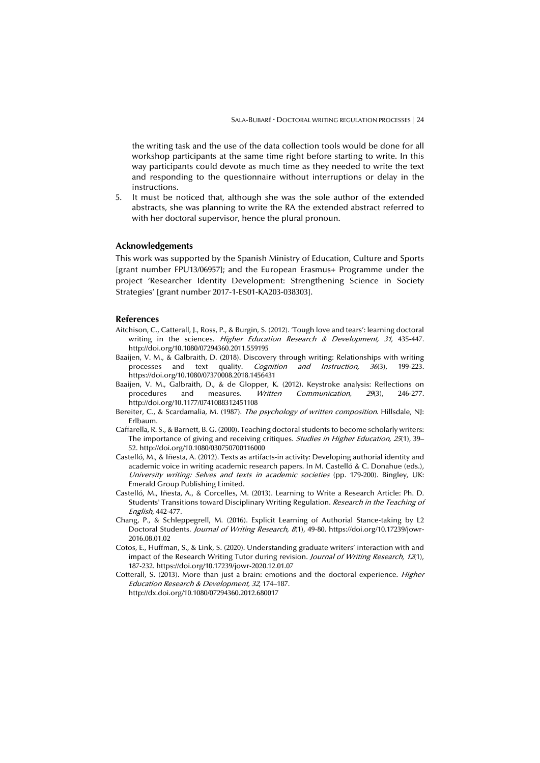the writing task and the use of the data collection tools would be done for all workshop participants at the same time right before starting to write. In this way participants could devote as much time as they needed to write the text and responding to the questionnaire without interruptions or delay in the instructions.

5. It must be noticed that, although she was the sole author of the extended abstracts, she was planning to write the RA the extended abstract referred to with her doctoral supervisor, hence the plural pronoun.

## Acknowledgements

This work was supported by the Spanish Ministry of Education, Culture and Sports [grant number FPU13/06957]; and the European Erasmus+ Programme under the project 'Researcher Identity Development: Strengthening Science in Society Strategies' [grant number 2017-1-ES01-KA203-038303].

## References

Aitchison, C., Catterall, J., Ross, P., & Burgin, S. (2012). 'Tough love and tears': learning doctoral writing in the sciences. *Higher Education Research & Development, 31*, 435-447. http://doi.org/10.1080/07294360.2011.559195

Baaijen, V. M., & Galbraith, D. (2018). Discovery through writing: Relationships with writing processes and text quality. *Cognition and Instruction, 36*(3), 199-223. https://doi.org/10.1080/07370008.2018.1456431

Baaijen, V. M., Galbraith, D., & de Glopper, K. (2012). Keystroke analysis: Reflections on procedures and measures. *Written Communication, 29*(3), 246-277. http://doi.org/10.1177/0741088312451108

Bereiter, C., & Scardamalia, M. (1987). *The psychology of written composition*. Hillsdale, NJ: Erlbaum.

Caffarella, R. S., & Barnett, B. G. (2000). Teaching doctoral students to become scholarly writers: The importance of giving and receiving critiques. *Studies in Higher Education, 25*(1), 39–52. http://doi.org/10.1080/030750700116000

Castelló, M., & Iñesta, A. (2012). Texts as artifacts-in activity: Developing authorial identity and academic voice in writing academic research papers. In M. Castelló & C. Donahue (eds.), *University writing: Selves and texts in academic societies* (pp. 179-200). Bingley, UK: Emerald Group Publishing Limited.

Castelló, M., Iñesta, A., & Corcelles, M. (2013). Learning to Write a Research Article: Ph. D. Students' Transitions toward Disciplinary Writing Regulation. *Research in the Teaching of English*, 442-477.

Chang, P., & Schleppegrell, M. (2016). Explicit Learning of Authorial Stance-taking by L2 Doctoral Students. *Journal of Writing Research, 8*(1), 49-80. https://doi.org/10.17239/jowr-2016.08.01.02

Cotos, E., Huffman, S., & Link, S. (2020). Understanding graduate writers' interaction with and impact of the Research Writing Tutor during revision. *Journal of Writing Research, 12*(1), 187-232. https://doi.org/10.17239/jowr-2020.12.01.07

Cotterall, S. (2013). More than just a brain: emotions and the doctoral experience. *Higher Education Research & Development, 32*, 174–187. http://dx.doi.org/10.1080/07294360.2012.680017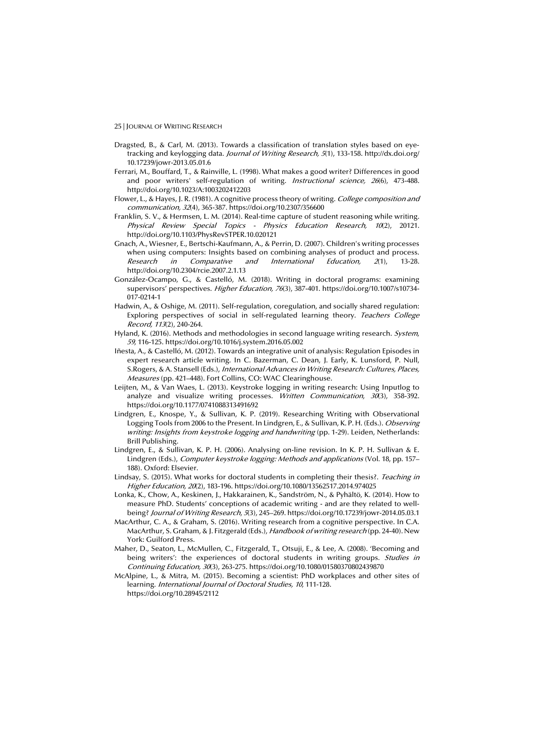Dragsted, B., & Carl, M. (2013). Towards a classification of translation styles based on eye-tracking and keylogging data. *Journal of Writing Research, 5*(1), 133-158. http://dx.doi.org/10.17239/jowr-2013.05.01.6

Ferrari, M., Bouffard, T., & Rainville, L. (1998). What makes a good writer? Differences in good and poor writers' self-regulation of writing. *Instructional science, 26*(6), 473-488. http://doi.org/10.1023/A:1003202412203

Flower, L., & Hayes, J. R. (1981). A cognitive process theory of writing. *College composition and communication, 32*(4), 365-387. https://doi.org/10.2307/356600

Franklin, S. V., & Hermsen, L. M. (2014). Real-time capture of student reasoning while writing. *Physical Review Special Topics - Physics Education Research, 10*(2), 20121. http://doi.org/10.1103/PhysRevSTPER.10.020121

Gnach, A., Wiesner, E., Bertschi-Kaufmann, A., & Perrin, D. (2007). Children's writing processes when using computers: Insights based on combining analyses of product and process. *Research in Comparative and International Education, 2*(1), 13-28. http://doi.org/10.2304/rcie.2007.2.1.13

González-Ocampo, G., & Castelló, M. (2018). Writing in doctoral programs: examining supervisors' perspectives. *Higher Education, 76*(3), 387-401. https://doi.org/10.1007/s10734-017-0214-1

Hadwin, A., & Oshige, M. (2011). Self-regulation, coregulation, and socially shared regulation: Exploring perspectives of social in self-regulated learning theory. *Teachers College Record, 113*(2), 240-264.

Hyland, K. (2016). Methods and methodologies in second language writing research. *System, 59*, 116-125. https://doi.org/10.1016/j.system.2016.05.002

Iñesta, A., & Castelló, M. (2012). Towards an integrative unit of analysis: Regulation Episodes in expert research article writing. In C. Bazerman, C. Dean, J. Early, K. Lunsford, P. Null, S.Rogers, & A. Stansell (Eds.), *International Advances in Writing Research: Cultures, Places, Measures* (pp. 421–448). Fort Collins, CO: WAC Clearinghouse.

Leijten, M., & Van Waes, L. (2013). Keystroke logging in writing research: Using Inputlog to analyze and visualize writing processes. *Written Communication, 30*(3), 358-392. https://doi.org/10.1177/0741088313491692

Lindgren, E., Knospe, Y., & Sullivan, K. P. (2019). Researching Writing with Observational Logging Tools from 2006 to the Present. In Lindgren, E., & Sullivan, K. P. H. (Eds.). *Observing writing: Insights from keystroke logging and handwriting* (pp. 1-29). Leiden, Netherlands: Brill Publishing.

Lindgren, E., & Sullivan, K. P. H. (2006). Analysing on-line revision. In K. P. H. Sullivan & E. Lindgren (Eds.), *Computer keystroke logging: Methods and applications* (Vol. 18, pp. 157–188). Oxford: Elsevier.

Lindsay, S. (2015). What works for doctoral students in completing their thesis?. *Teaching in Higher Education, 20*(2), 183-196. https://doi.org/10.1080/13562517.2014.974025

Lonka, K., Chow, A., Keskinen, J., Hakkarainen, K., Sandström, N., & Pyhältö, K. (2014). How to measure PhD. Students' conceptions of academic writing - and are they related to well-being? *Journal of Writing Research, 5*(3), 245–269. https://doi.org/10.17239/jowr-2014.05.03.1

MacArthur, C. A., & Graham, S. (2016). Writing research from a cognitive perspective. In C.A. MacArthur, S. Graham, & J. Fitzgerald (Eds.), *Handbook of writing research* (pp. 24-40). New York: Guilford Press.

Maher, D., Seaton, L., McMullen, C., Fitzgerald, T., Otsuji, E., & Lee, A. (2008). 'Becoming and being writers': the experiences of doctoral students in writing groups. *Studies in Continuing Education, 30*(3), 263-275. https://doi.org/10.1080/01580370802439870

McAlpine, L., & Mitra, M. (2015). Becoming a scientist: PhD workplaces and other sites of learning. *International Journal of Doctoral Studies, 10*, 111-128. https://doi.org/10.28945/2112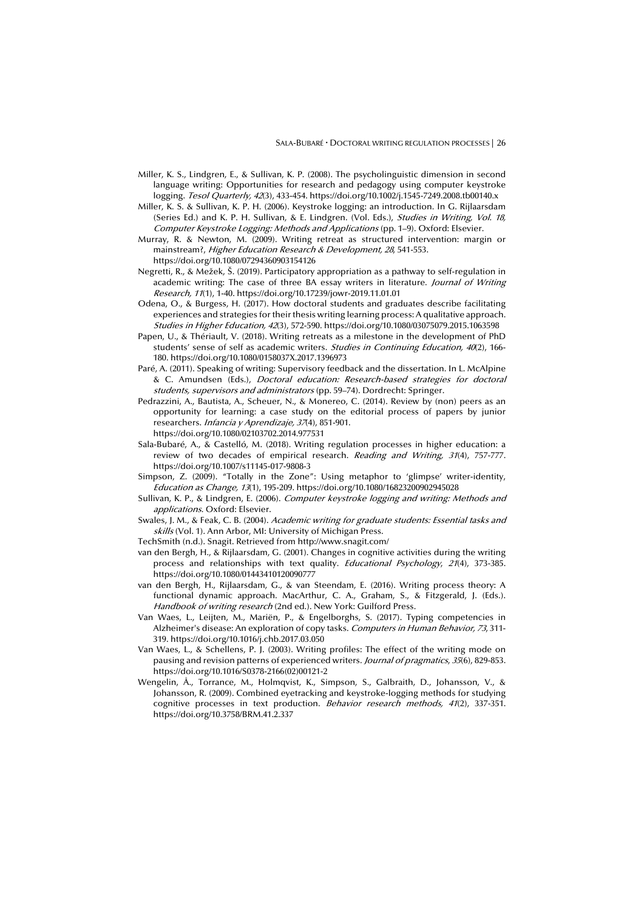Miller, K. S., Lindgren, E., & Sullivan, K. P. (2008). The psycholinguistic dimension in second language writing: Opportunities for research and pedagogy using computer keystroke logging. *Tesol Quarterly, 42*(3), 433-454. https://doi.org/10.1002/j.1545-7249.2008.tb00140.x

Miller, K. S. & Sullivan, K. P. H. (2006). Keystroke logging: an introduction. In G. Rijlaarsdam (Series Ed.) and K. P. H. Sullivan, & E. Lindgren. (Vol. Eds.), *Studies in Writing, Vol. 18, Computer Keystroke Logging: Methods and Applications* (pp. 1–9). Oxford: Elsevier.

Murray, R. & Newton, M. (2009). Writing retreat as structured intervention: margin or mainstream?, *Higher Education Research & Development, 28*, 541-553. https://doi.org/10.1080/07294360903154126

Negretti, R., & Mežek, Š. (2019). Participatory appropriation as a pathway to self-regulation in academic writing: The case of three BA essay writers in literature. *Journal of Writing Research, 11*(1), 1-40. https://doi.org/10.17239/jowr-2019.11.01.01

Odena, O., & Burgess, H. (2017). How doctoral students and graduates describe facilitating experiences and strategies for their thesis writing learning process: A qualitative approach. *Studies in Higher Education, 42*(3), 572-590. https://doi.org/10.1080/03075079.2015.1063598

Papen, U., & Thériault, V. (2018). Writing retreats as a milestone in the development of PhD students' sense of self as academic writers. *Studies in Continuing Education, 40*(2), 166-180. https://doi.org/10.1080/0158037X.2017.1396973

Paré, A. (2011). Speaking of writing: Supervisory feedback and the dissertation. In L. McAlpine & C. Amundsen (Eds.), *Doctoral education: Research-based strategies for doctoral students, supervisors and administrators* (pp. 59–74). Dordrecht: Springer.

Pedrazzini, A., Bautista, A., Scheuer, N., & Monereo, C. (2014). Review by (non) peers as an opportunity for learning: a case study on the editorial process of papers by junior researchers. *Infancia y Aprendizaje, 37*(4), 851-901. https://doi.org/10.1080/02103702.2014.977531

Sala-Bubaré, A., & Castelló, M. (2018). Writing regulation processes in higher education: a review of two decades of empirical research. *Reading and Writing, 31*(4), 757-777. https://doi.org/10.1007/s11145-017-9808-3

Simpson, Z. (2009). "Totally in the Zone": Using metaphor to 'glimpse' writer-identity, *Education as Change, 13*(1), 195-209. https://doi.org/10.1080/16823200902945028

Sullivan, K. P., & Lindgren, E. (2006). *Computer keystroke logging and writing: Methods and applications*. Oxford: Elsevier.

Swales, J. M., & Feak, C. B. (2004). *Academic writing for graduate students: Essential tasks and skills* (Vol. 1). Ann Arbor, MI: University of Michigan Press.

TechSmith (n.d.). Snagit. Retrieved from http://www.snagit.com/

van den Bergh, H., & Rijlaarsdam, G. (2001). Changes in cognitive activities during the writing process and relationships with text quality. *Educational Psychology*, *21*(4), 373-385. https://doi.org/10.1080/01443410120090777

van den Bergh, H., Rijlaarsdam, G., & van Steendam, E. (2016). Writing process theory: A functional dynamic approach. MacArthur, C. A., Graham, S., & Fitzgerald, J. (Eds.). *Handbook of writing research* (2nd ed.). New York: Guilford Press.

Van Waes, L., Leijten, M., Mariën, P., & Engelborghs, S. (2017). Typing competencies in Alzheimer's disease: An exploration of copy tasks. *Computers in Human Behavior, 73*, 311-319. https://doi.org/10.1016/j.chb.2017.03.050

Van Waes, L., & Schellens, P. J. (2003). Writing profiles: The effect of the writing mode on pausing and revision patterns of experienced writers. *Journal of pragmatics*, *35*(6), 829-853. https://doi.org/10.1016/S0378-2166(02)00121-2

Wengelin, Å., Torrance, M., Holmqvist, K., Simpson, S., Galbraith, D., Johansson, V., & Johansson, R. (2009). Combined eyetracking and keystroke-logging methods for studying cognitive processes in text production. *Behavior research methods, 41*(2), 337-351. https://doi.org/10.3758/BRM.41.2.337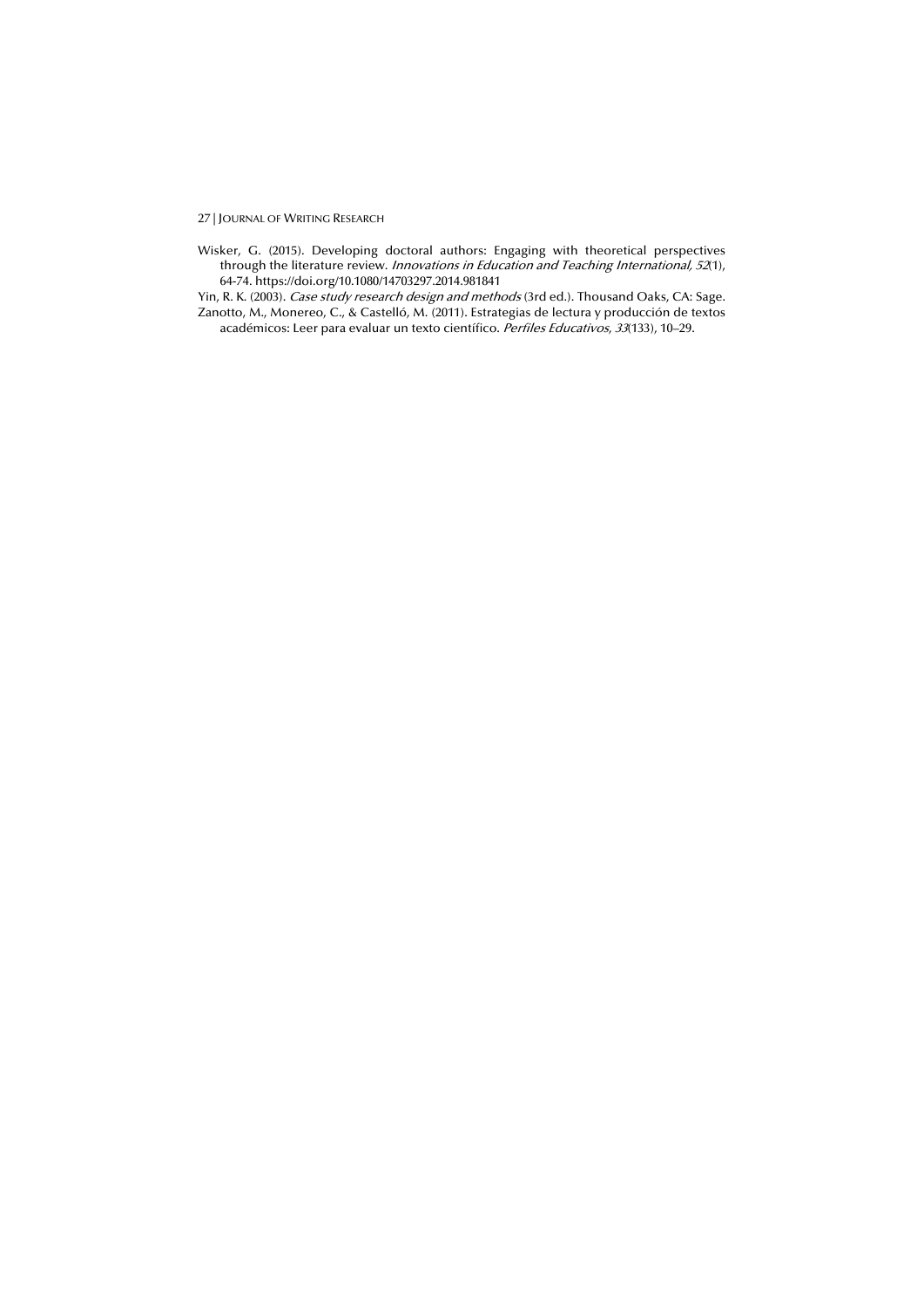Wisker, G. (2015). Developing doctoral authors: Engaging with theoretical perspectives through the literature review. *Innovations in Education and Teaching International, 52*(1), 64-74. https://doi.org/10.1080/14703297.2014.981841

Yin, R. K. (2003). *Case study research design and methods* (3rd ed.). Thousand Oaks, CA: Sage.

Zanotto, M., Monereo, C., & Castelló, M. (2011). Estrategias de lectura y producción de textos académicos: Leer para evaluar un texto científico. *Perfiles Educativos*, *33*(133), 10–29.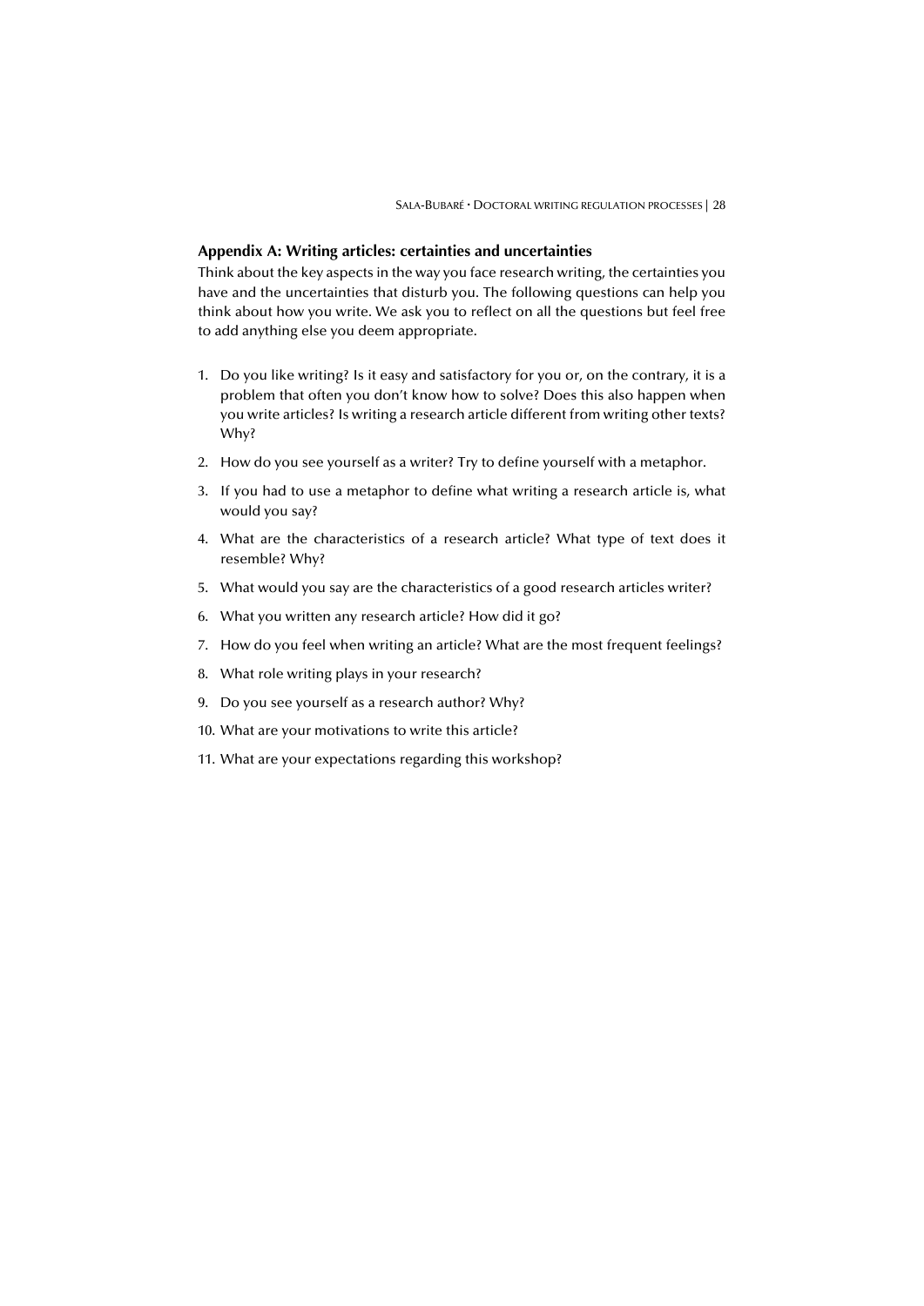## Appendix A: Writing articles: certainties and uncertainties

Think about the key aspects in the way you face research writing, the certainties you have and the uncertainties that disturb you. The following questions can help you think about how you write. We ask you to reflect on all the questions but feel free to add anything else you deem appropriate.

1. Do you like writing? Is it easy and satisfactory for you or, on the contrary, it is a problem that often you don't know how to solve? Does this also happen when you write articles? Is writing a research article different from writing other texts? Why?
2. How do you see yourself as a writer? Try to define yourself with a metaphor.
3. If you had to use a metaphor to define what writing a research article is, what would you say?
4. What are the characteristics of a research article? What type of text does it resemble? Why?
5. What would you say are the characteristics of a good research articles writer?
6. What you written any research article? How did it go?
7. How do you feel when writing an article? What are the most frequent feelings?
8. What role writing plays in your research?
9. Do you see yourself as a research author? Why?
10. What are your motivations to write this article?
11. What are your expectations regarding this workshop?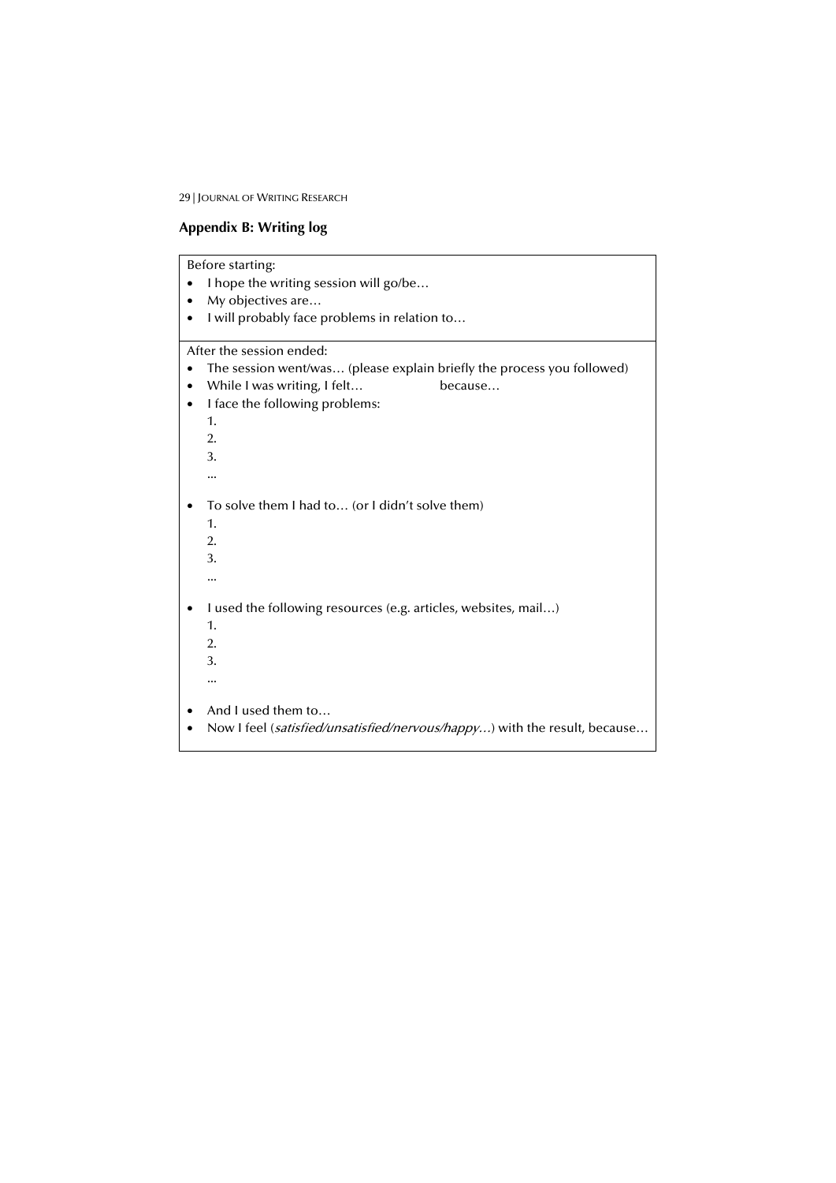## Appendix B: Writing log

Before starting:

- I hope the writing session will go/be…
- My objectives are…
- I will probably face problems in relation to…

After the session ended:

- The session went/was… (please explain briefly the process you followed)
- While I was writing, I felt… because…
- I face the following problems:
  1.
  2.
  3.
  
  ...
- To solve them I had to… (or I didn't solve them)
  1.
  2.
  3.
  
  ...
- I used the following resources (e.g. articles, websites, mail…)
  1.
  2.
  3.
  
  ...
- And I used them to…
- Now I feel (*satisfied/unsatisfied/nervous/happy…*) with the result, because…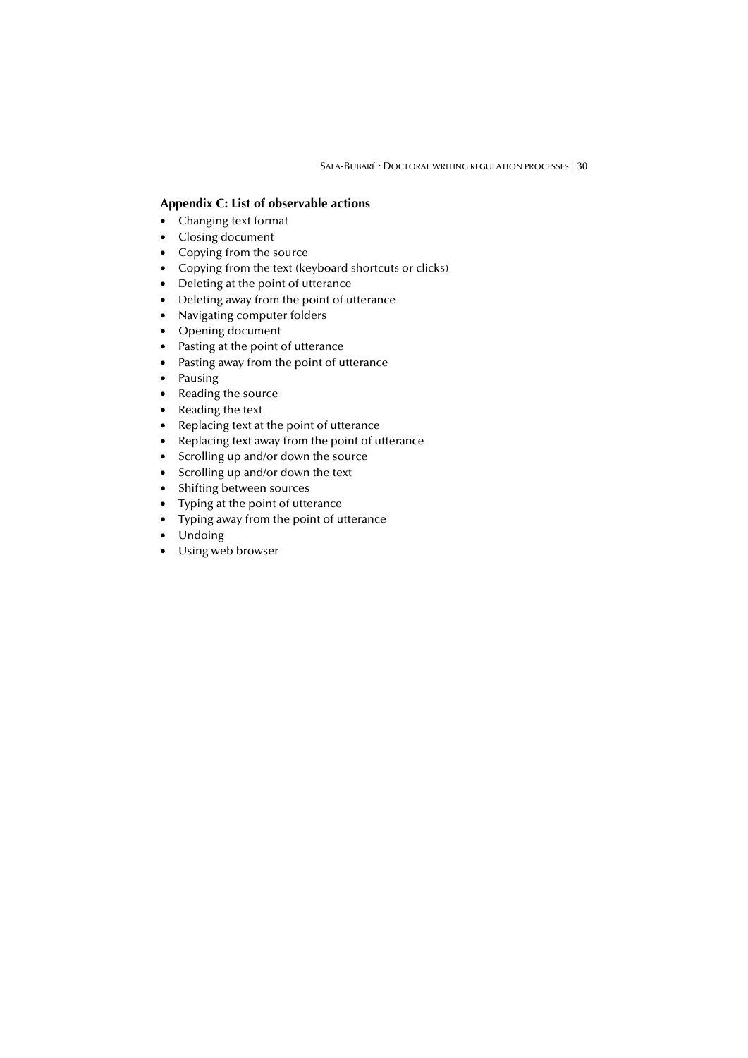## Appendix C: List of observable actions

- Changing text format
- Closing document
- Copying from the source
- Copying from the text (keyboard shortcuts or clicks)
- Deleting at the point of utterance
- Deleting away from the point of utterance
- Navigating computer folders
- Opening document
- Pasting at the point of utterance
- Pasting away from the point of utterance
- Pausing
- Reading the source
- Reading the text
- Replacing text at the point of utterance
- Replacing text away from the point of utterance
- Scrolling up and/or down the source
- Scrolling up and/or down the text
- Shifting between sources
- Typing at the point of utterance
- Typing away from the point of utterance
- Undoing
- Using web browser